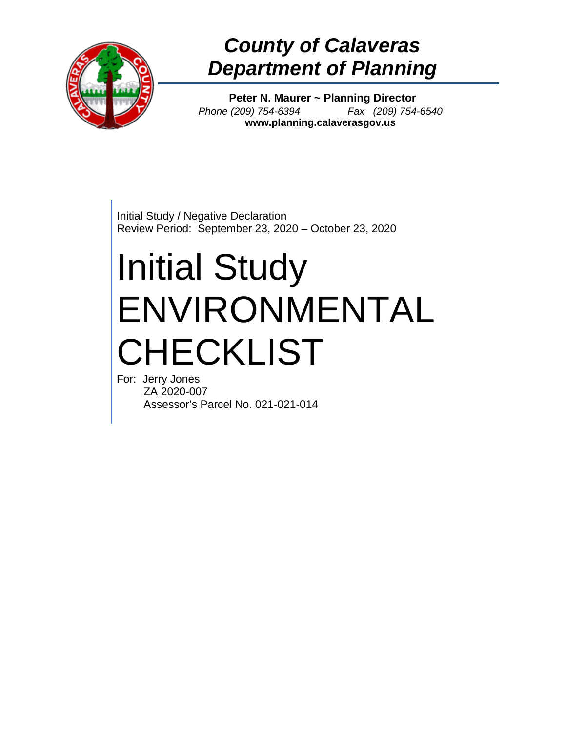# *County of Calaveras*
# *Department of Planning*

**Peter N. Maurer ~ Planning Director**
*Phone (209) 754-6394* *Fax (209) 754-6540*
**www.planning.calaverasgov.us**

Initial Study / Negative Declaration
Review Period: September 23, 2020 – October 23, 2020

# Initial Study ENVIRONMENTAL CHECKLIST

For: Jerry Jones
ZA 2020-007
Assessor's Parcel No. 021-021-014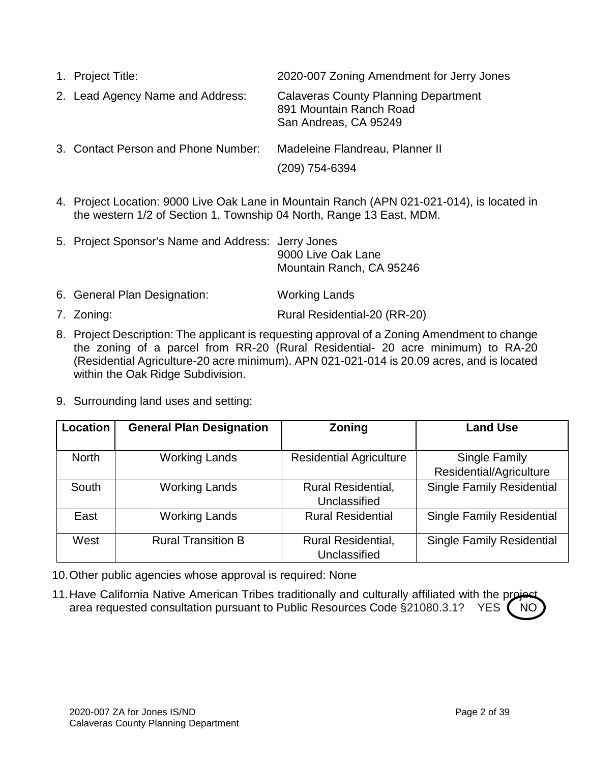1. Project Title: 2020-007 Zoning Amendment for Jerry Jones
2. Lead Agency Name and Address: Calaveras County Planning Department
   891 Mountain Ranch Road
   San Andreas, CA 95249
3. Contact Person and Phone Number: Madeleine Flandreau, Planner II
   (209) 754-6394
4. Project Location: 9000 Live Oak Lane in Mountain Ranch (APN 021-021-014), is located in the western 1/2 of Section 1, Township 04 North, Range 13 East, MDM.
5. Project Sponsor's Name and Address: Jerry Jones
   9000 Live Oak Lane
   Mountain Ranch, CA 95246
6. General Plan Designation: Working Lands
7. Zoning: Rural Residential-20 (RR-20)
8. Project Description: The applicant is requesting approval of a Zoning Amendment to change the zoning of a parcel from RR-20 (Rural Residential- 20 acre minimum) to RA-20 (Residential Agriculture-20 acre minimum). APN 021-021-014 is 20.09 acres, and is located within the Oak Ridge Subdivision.
9. Surrounding land uses and setting:

| Location | General Plan Designation | Zoning | Land Use |
|---|---|---|---|
| North | Working Lands | Residential Agriculture | Single Family Residential/Agriculture |
| South | Working Lands | Rural Residential, Unclassified | Single Family Residential |
| East | Working Lands | Rural Residential | Single Family Residential |
| West | Rural Transition B | Rural Residential, Unclassified | Single Family Residential |

10. Other public agencies whose approval is required: None
11. Have California Native American Tribes traditionally and culturally affiliated with the project area requested consultation pursuant to Public Resources Code §21080.3.1? YES **NO** (circled)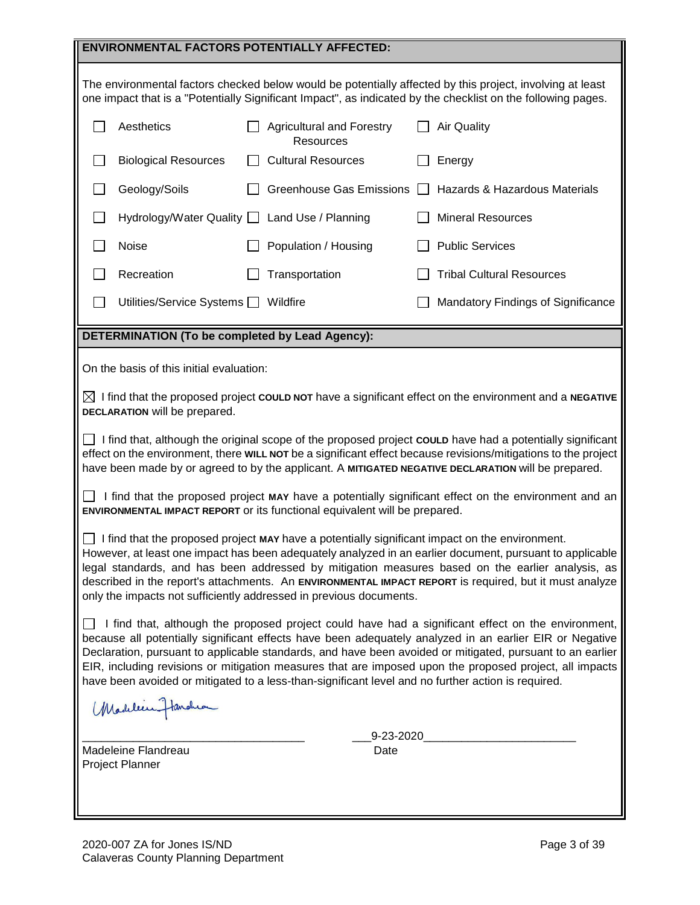## ENVIRONMENTAL FACTORS POTENTIALLY AFFECTED:

The environmental factors checked below would be potentially affected by this project, involving at least one impact that is a "Potentially Significant Impact", as indicated by the checklist on the following pages.

| | | |
|---|---|---|
| ☐ Aesthetics | ☐ Agricultural and Forestry Resources | ☐ Air Quality |
| ☐ Biological Resources | ☐ Cultural Resources | ☐ Energy |
| ☐ Geology/Soils | ☐ Greenhouse Gas Emissions | ☐ Hazards & Hazardous Materials |
| ☐ Hydrology/Water Quality | ☐ Land Use / Planning | ☐ Mineral Resources |
| ☐ Noise | ☐ Population / Housing | ☐ Public Services |
| ☐ Recreation | ☐ Transportation | ☐ Tribal Cultural Resources |
| ☐ Utilities/Service Systems | ☐ Wildfire | ☐ Mandatory Findings of Significance |

## DETERMINATION (To be completed by Lead Agency):

On the basis of this initial evaluation:

☒ I find that the proposed project **COULD NOT** have a significant effect on the environment and a **NEGATIVE DECLARATION** will be prepared.

☐ I find that, although the original scope of the proposed project **COULD** have had a potentially significant effect on the environment, there **WILL NOT** be a significant effect because revisions/mitigations to the project have been made by or agreed to by the applicant. A **MITIGATED NEGATIVE DECLARATION** will be prepared.

☐ I find that the proposed project **MAY** have a potentially significant effect on the environment and an **ENVIRONMENTAL IMPACT REPORT** or its functional equivalent will be prepared.

☐ I find that the proposed project **MAY** have a potentially significant impact on the environment. However, at least one impact has been adequately analyzed in an earlier document, pursuant to applicable legal standards, and has been addressed by mitigation measures based on the earlier analysis, as described in the report's attachments. An **ENVIRONMENTAL IMPACT REPORT** is required, but it must analyze only the impacts not sufficiently addressed in previous documents.

☐ I find that, although the proposed project could have had a significant effect on the environment, because all potentially significant effects have been adequately analyzed in an earlier EIR or Negative Declaration, pursuant to applicable standards, and have been avoided or mitigated, pursuant to an earlier EIR, including revisions or mitigation measures that are imposed upon the proposed project, all impacts have been avoided or mitigated to a less-than-significant level and no further action is required.

Madeleine Flandreau (signature)

Madeleine Flandreau
Project Planner

9-23-2020
Date

2020-007 ZA for Jones IS/ND
Calaveras County Planning Department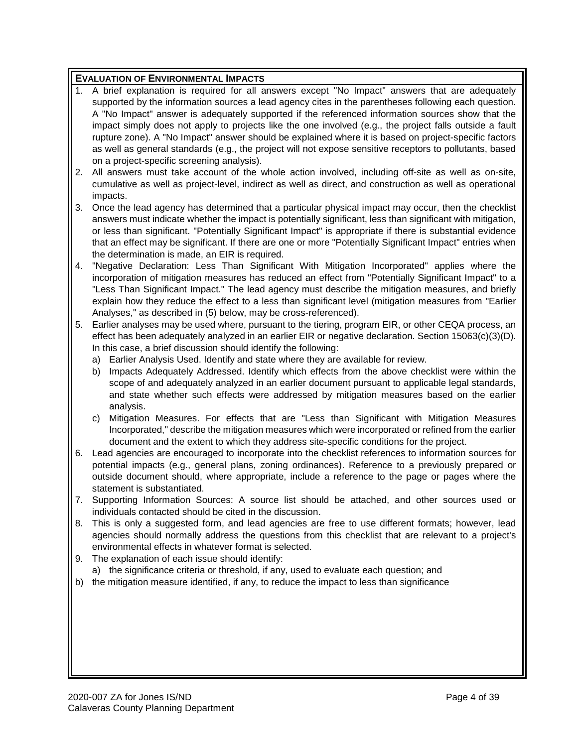**EVALUATION OF ENVIRONMENTAL IMPACTS**

1. A brief explanation is required for all answers except "No Impact" answers that are adequately supported by the information sources a lead agency cites in the parentheses following each question. A "No Impact" answer is adequately supported if the referenced information sources show that the impact simply does not apply to projects like the one involved (e.g., the project falls outside a fault rupture zone). A "No Impact" answer should be explained where it is based on project-specific factors as well as general standards (e.g., the project will not expose sensitive receptors to pollutants, based on a project-specific screening analysis).
2. All answers must take account of the whole action involved, including off-site as well as on-site, cumulative as well as project-level, indirect as well as direct, and construction as well as operational impacts.
3. Once the lead agency has determined that a particular physical impact may occur, then the checklist answers must indicate whether the impact is potentially significant, less than significant with mitigation, or less than significant. "Potentially Significant Impact" is appropriate if there is substantial evidence that an effect may be significant. If there are one or more "Potentially Significant Impact" entries when the determination is made, an EIR is required.
4. "Negative Declaration: Less Than Significant With Mitigation Incorporated" applies where the incorporation of mitigation measures has reduced an effect from "Potentially Significant Impact" to a "Less Than Significant Impact." The lead agency must describe the mitigation measures, and briefly explain how they reduce the effect to a less than significant level (mitigation measures from "Earlier Analyses," as described in (5) below, may be cross-referenced).
5. Earlier analyses may be used where, pursuant to the tiering, program EIR, or other CEQA process, an effect has been adequately analyzed in an earlier EIR or negative declaration. Section 15063(c)(3)(D). In this case, a brief discussion should identify the following:
   a) Earlier Analysis Used. Identify and state where they are available for review.
   b) Impacts Adequately Addressed. Identify which effects from the above checklist were within the scope of and adequately analyzed in an earlier document pursuant to applicable legal standards, and state whether such effects were addressed by mitigation measures based on the earlier analysis.
   c) Mitigation Measures. For effects that are "Less than Significant with Mitigation Measures Incorporated," describe the mitigation measures which were incorporated or refined from the earlier document and the extent to which they address site-specific conditions for the project.
6. Lead agencies are encouraged to incorporate into the checklist references to information sources for potential impacts (e.g., general plans, zoning ordinances). Reference to a previously prepared or outside document should, where appropriate, include a reference to the page or pages where the statement is substantiated.
7. Supporting Information Sources: A source list should be attached, and other sources used or individuals contacted should be cited in the discussion.
8. This is only a suggested form, and lead agencies are free to use different formats; however, lead agencies should normally address the questions from this checklist that are relevant to a project's environmental effects in whatever format is selected.
9. The explanation of each issue should identify:
   a) the significance criteria or threshold, if any, used to evaluate each question; and
   b) the mitigation measure identified, if any, to reduce the impact to less than significance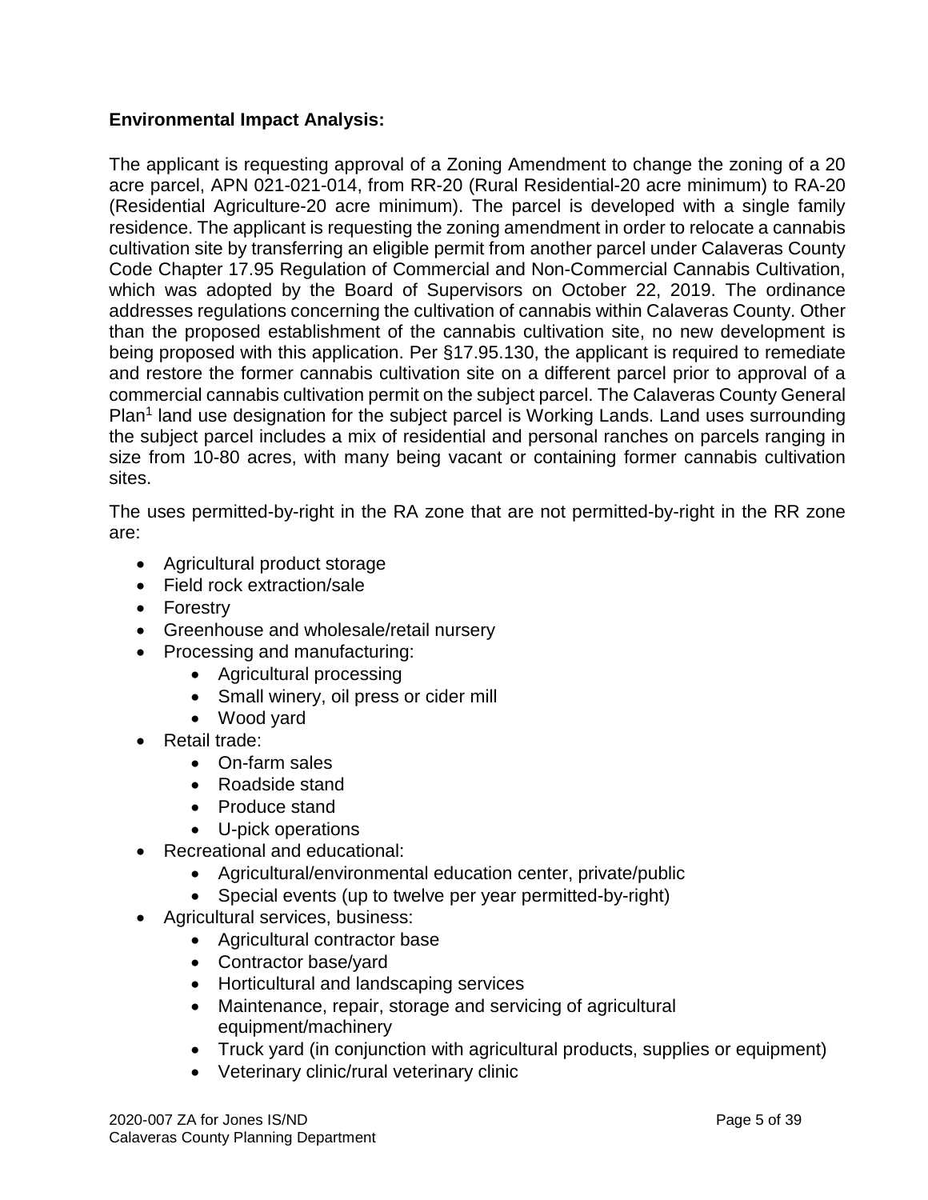**Environmental Impact Analysis:**

The applicant is requesting approval of a Zoning Amendment to change the zoning of a 20 acre parcel, APN 021-021-014, from RR-20 (Rural Residential-20 acre minimum) to RA-20 (Residential Agriculture-20 acre minimum). The parcel is developed with a single family residence. The applicant is requesting the zoning amendment in order to relocate a cannabis cultivation site by transferring an eligible permit from another parcel under Calaveras County Code Chapter 17.95 Regulation of Commercial and Non-Commercial Cannabis Cultivation, which was adopted by the Board of Supervisors on October 22, 2019. The ordinance addresses regulations concerning the cultivation of cannabis within Calaveras County. Other than the proposed establishment of the cannabis cultivation site, no new development is being proposed with this application. Per §17.95.130, the applicant is required to remediate and restore the former cannabis cultivation site on a different parcel prior to approval of a commercial cannabis cultivation permit on the subject parcel. The Calaveras County General Plan[1] land use designation for the subject parcel is Working Lands. Land uses surrounding the subject parcel includes a mix of residential and personal ranches on parcels ranging in size from 10-80 acres, with many being vacant or containing former cannabis cultivation sites.

The uses permitted-by-right in the RA zone that are not permitted-by-right in the RR zone are:

- Agricultural product storage
- Field rock extraction/sale
- Forestry
- Greenhouse and wholesale/retail nursery
- Processing and manufacturing:
  - Agricultural processing
  - Small winery, oil press or cider mill
  - Wood yard
- Retail trade:
  - On-farm sales
  - Roadside stand
  - Produce stand
  - U-pick operations
- Recreational and educational:
  - Agricultural/environmental education center, private/public
  - Special events (up to twelve per year permitted-by-right)
- Agricultural services, business:
  - Agricultural contractor base
  - Contractor base/yard
  - Horticultural and landscaping services
  - Maintenance, repair, storage and servicing of agricultural equipment/machinery
  - Truck yard (in conjunction with agricultural products, supplies or equipment)
  - Veterinary clinic/rural veterinary clinic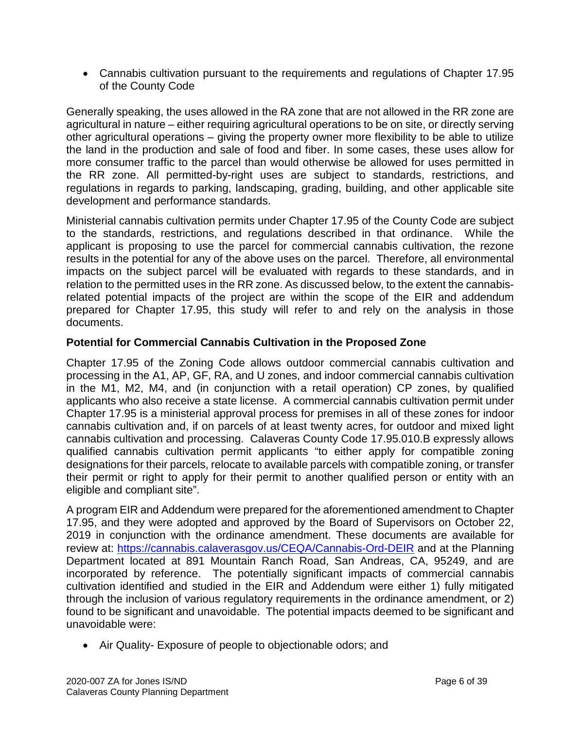- Cannabis cultivation pursuant to the requirements and regulations of Chapter 17.95 of the County Code

Generally speaking, the uses allowed in the RA zone that are not allowed in the RR zone are agricultural in nature – either requiring agricultural operations to be on site, or directly serving other agricultural operations – giving the property owner more flexibility to be able to utilize the land in the production and sale of food and fiber. In some cases, these uses allow for more consumer traffic to the parcel than would otherwise be allowed for uses permitted in the RR zone. All permitted-by-right uses are subject to standards, restrictions, and regulations in regards to parking, landscaping, grading, building, and other applicable site development and performance standards.

Ministerial cannabis cultivation permits under Chapter 17.95 of the County Code are subject to the standards, restrictions, and regulations described in that ordinance. While the applicant is proposing to use the parcel for commercial cannabis cultivation, the rezone results in the potential for any of the above uses on the parcel. Therefore, all environmental impacts on the subject parcel will be evaluated with regards to these standards, and in relation to the permitted uses in the RR zone. As discussed below, to the extent the cannabis-related potential impacts of the project are within the scope of the EIR and addendum prepared for Chapter 17.95, this study will refer to and rely on the analysis in those documents.

**Potential for Commercial Cannabis Cultivation in the Proposed Zone**

Chapter 17.95 of the Zoning Code allows outdoor commercial cannabis cultivation and processing in the A1, AP, GF, RA, and U zones, and indoor commercial cannabis cultivation in the M1, M2, M4, and (in conjunction with a retail operation) CP zones, by qualified applicants who also receive a state license. A commercial cannabis cultivation permit under Chapter 17.95 is a ministerial approval process for premises in all of these zones for indoor cannabis cultivation and, if on parcels of at least twenty acres, for outdoor and mixed light cannabis cultivation and processing. Calaveras County Code 17.95.010.B expressly allows qualified cannabis cultivation permit applicants "to either apply for compatible zoning designations for their parcels, relocate to available parcels with compatible zoning, or transfer their permit or right to apply for their permit to another qualified person or entity with an eligible and compliant site".

A program EIR and Addendum were prepared for the aforementioned amendment to Chapter 17.95, and they were adopted and approved by the Board of Supervisors on October 22, 2019 in conjunction with the ordinance amendment. These documents are available for review at: [https://cannabis.calaverasgov.us/CEQA/Cannabis-Ord-DEIR](https://cannabis.calaverasgov.us/CEQA/Cannabis-Ord-DEIR) and at the Planning Department located at 891 Mountain Ranch Road, San Andreas, CA, 95249, and are incorporated by reference. The potentially significant impacts of commercial cannabis cultivation identified and studied in the EIR and Addendum were either 1) fully mitigated through the inclusion of various regulatory requirements in the ordinance amendment, or 2) found to be significant and unavoidable. The potential impacts deemed to be significant and unavoidable were:

- Air Quality- Exposure of people to objectionable odors; and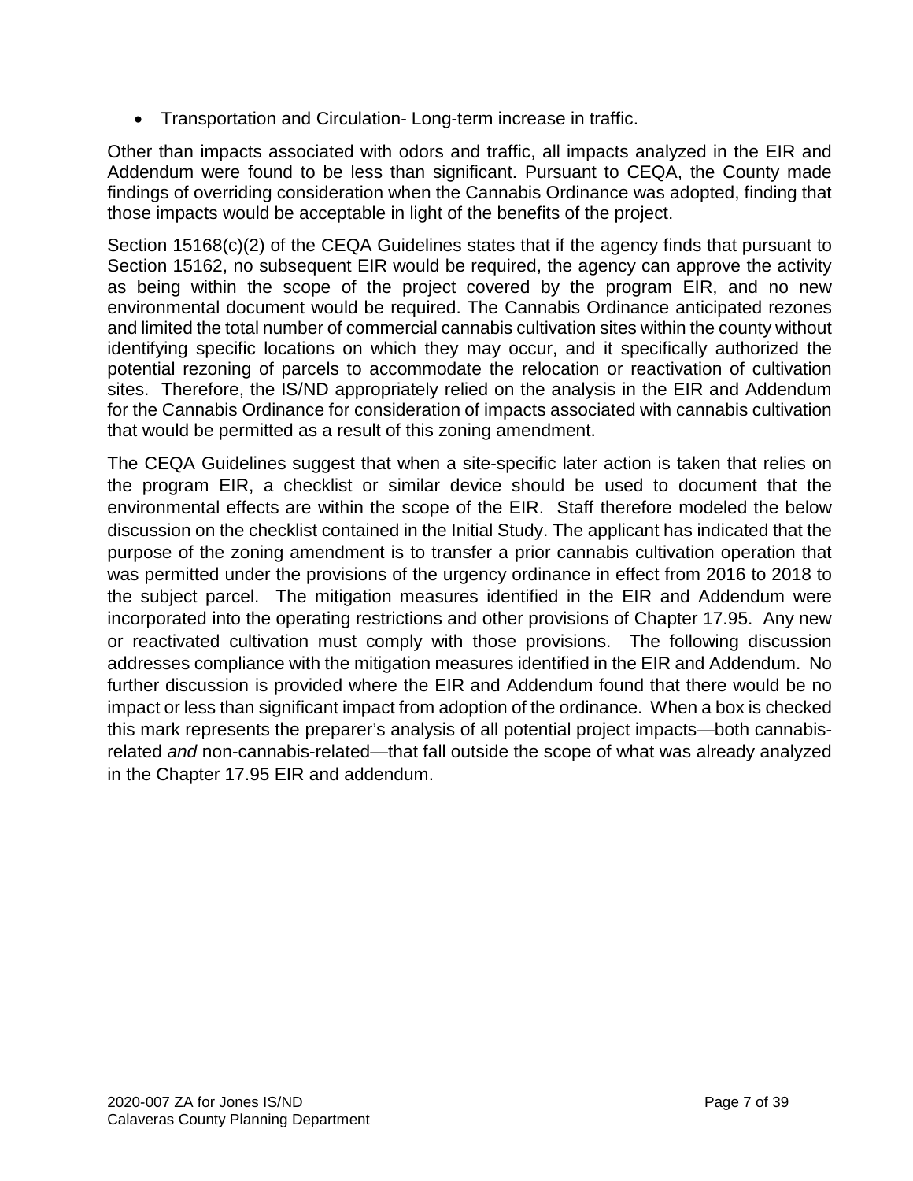- Transportation and Circulation- Long-term increase in traffic.

Other than impacts associated with odors and traffic, all impacts analyzed in the EIR and Addendum were found to be less than significant. Pursuant to CEQA, the County made findings of overriding consideration when the Cannabis Ordinance was adopted, finding that those impacts would be acceptable in light of the benefits of the project.

Section 15168(c)(2) of the CEQA Guidelines states that if the agency finds that pursuant to Section 15162, no subsequent EIR would be required, the agency can approve the activity as being within the scope of the project covered by the program EIR, and no new environmental document would be required. The Cannabis Ordinance anticipated rezones and limited the total number of commercial cannabis cultivation sites within the county without identifying specific locations on which they may occur, and it specifically authorized the potential rezoning of parcels to accommodate the relocation or reactivation of cultivation sites. Therefore, the IS/ND appropriately relied on the analysis in the EIR and Addendum for the Cannabis Ordinance for consideration of impacts associated with cannabis cultivation that would be permitted as a result of this zoning amendment.

The CEQA Guidelines suggest that when a site-specific later action is taken that relies on the program EIR, a checklist or similar device should be used to document that the environmental effects are within the scope of the EIR. Staff therefore modeled the below discussion on the checklist contained in the Initial Study. The applicant has indicated that the purpose of the zoning amendment is to transfer a prior cannabis cultivation operation that was permitted under the provisions of the urgency ordinance in effect from 2016 to 2018 to the subject parcel. The mitigation measures identified in the EIR and Addendum were incorporated into the operating restrictions and other provisions of Chapter 17.95. Any new or reactivated cultivation must comply with those provisions. The following discussion addresses compliance with the mitigation measures identified in the EIR and Addendum. No further discussion is provided where the EIR and Addendum found that there would be no impact or less than significant impact from adoption of the ordinance. When a box is checked this mark represents the preparer's analysis of all potential project impacts—both cannabis-related *and* non-cannabis-related—that fall outside the scope of what was already analyzed in the Chapter 17.95 EIR and addendum.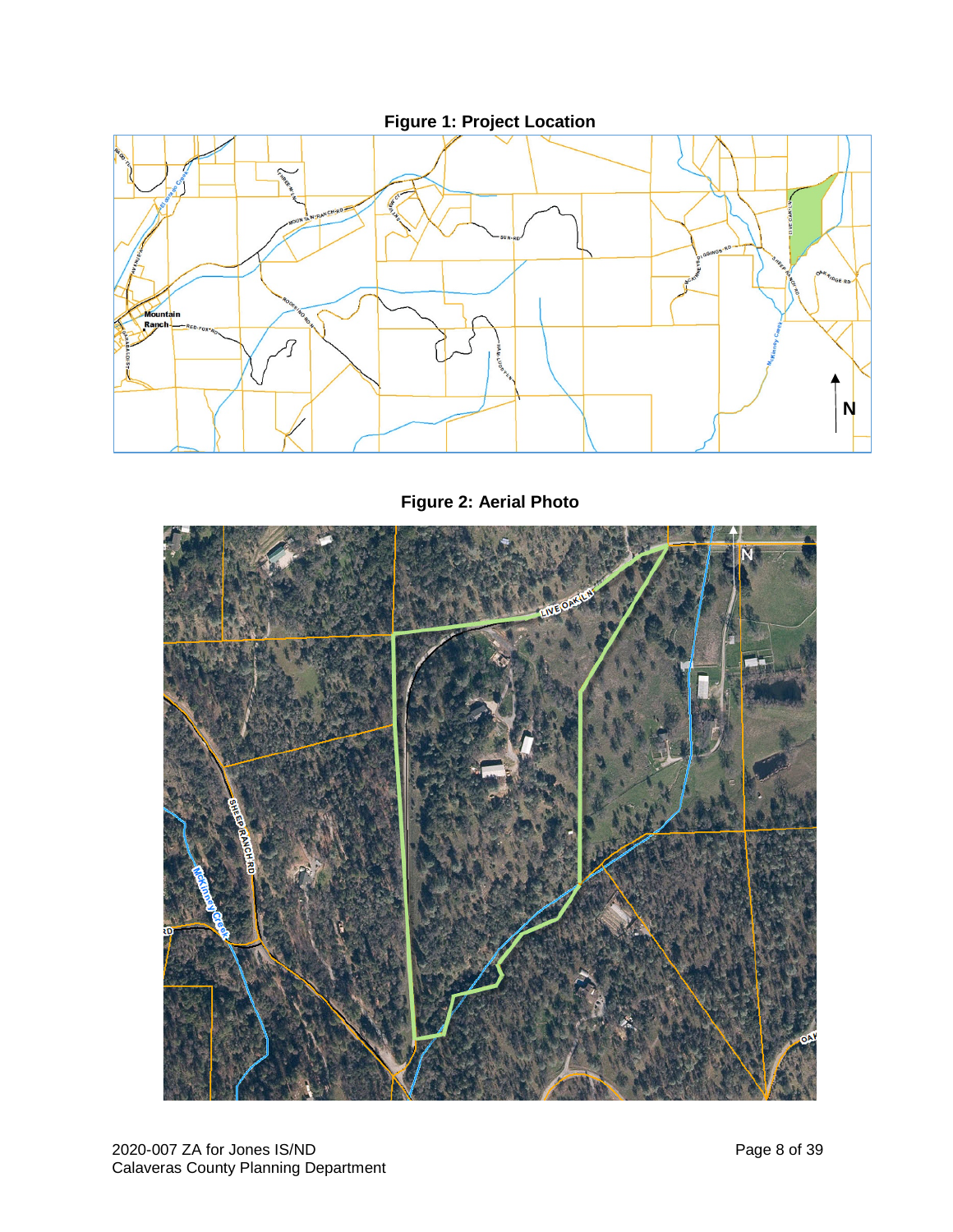**Figure 1: Project Location**

**Figure 2: Aerial Photo**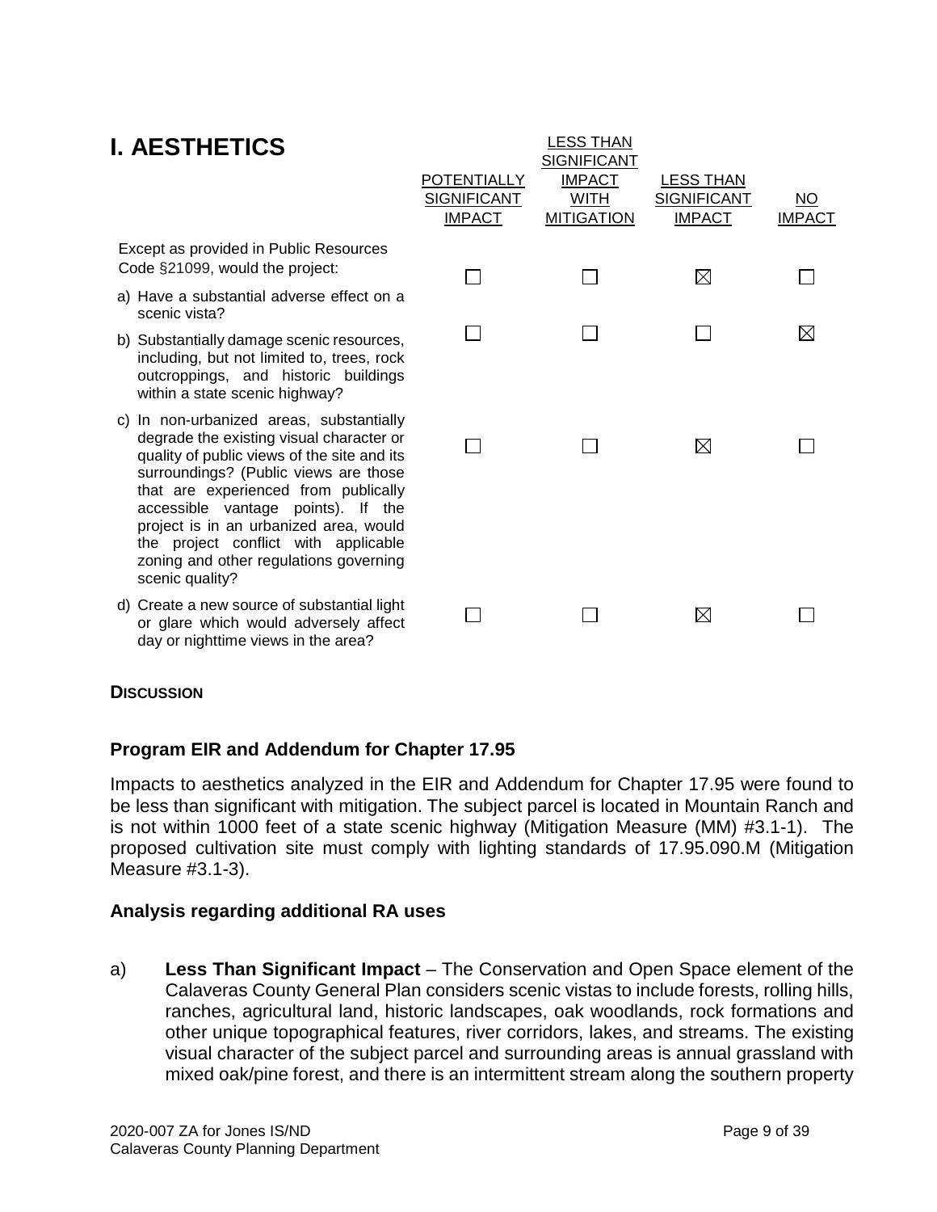# I. AESTHETICS

| | POTENTIALLY SIGNIFICANT IMPACT | LESS THAN SIGNIFICANT IMPACT WITH MITIGATION | LESS THAN SIGNIFICANT IMPACT | NO IMPACT |
|---|---|---|---|---|
| Except as provided in Public Resources Code §21099, would the project: | | | | |
| a) Have a substantial adverse effect on a scenic vista? | ☐ | ☐ | ☒ | ☐ |
| b) Substantially damage scenic resources, including, but not limited to, trees, rock outcroppings, and historic buildings within a state scenic highway? | ☐ | ☐ | ☐ | ☒ |
| c) In non-urbanized areas, substantially degrade the existing visual character or quality of public views of the site and its surroundings? (Public views are those that are experienced from publically accessible vantage points). If the project is in an urbanized area, would the project conflict with applicable zoning and other regulations governing scenic quality? | ☐ | ☐ | ☒ | ☐ |
| d) Create a new source of substantial light or glare which would adversely affect day or nighttime views in the area? | ☐ | ☐ | ☒ | ☐ |

**DISCUSSION**

**Program EIR and Addendum for Chapter 17.95**

Impacts to aesthetics analyzed in the EIR and Addendum for Chapter 17.95 were found to be less than significant with mitigation. The subject parcel is located in Mountain Ranch and is not within 1000 feet of a state scenic highway (Mitigation Measure (MM) #3.1-1). The proposed cultivation site must comply with lighting standards of 17.95.090.M (Mitigation Measure #3.1-3).

**Analysis regarding additional RA uses**

a) **Less Than Significant Impact** – The Conservation and Open Space element of the Calaveras County General Plan considers scenic vistas to include forests, rolling hills, ranches, agricultural land, historic landscapes, oak woodlands, rock formations and other unique topographical features, river corridors, lakes, and streams. The existing visual character of the subject parcel and surrounding areas is annual grassland with mixed oak/pine forest, and there is an intermittent stream along the southern property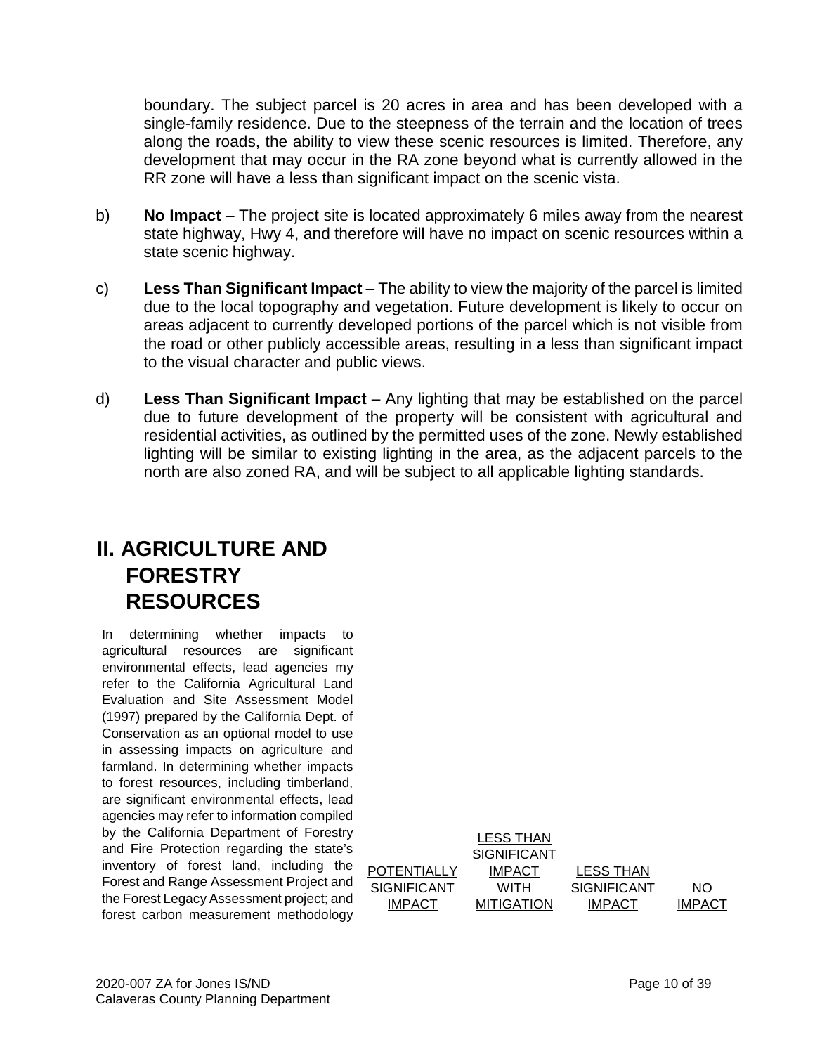boundary. The subject parcel is 20 acres in area and has been developed with a single-family residence. Due to the steepness of the terrain and the location of trees along the roads, the ability to view these scenic resources is limited. Therefore, any development that may occur in the RA zone beyond what is currently allowed in the RR zone will have a less than significant impact on the scenic vista.

b) **No Impact** – The project site is located approximately 6 miles away from the nearest state highway, Hwy 4, and therefore will have no impact on scenic resources within a state scenic highway.

c) **Less Than Significant Impact** – The ability to view the majority of the parcel is limited due to the local topography and vegetation. Future development is likely to occur on areas adjacent to currently developed portions of the parcel which is not visible from the road or other publicly accessible areas, resulting in a less than significant impact to the visual character and public views.

d) **Less Than Significant Impact** – Any lighting that may be established on the parcel due to future development of the property will be consistent with agricultural and residential activities, as outlined by the permitted uses of the zone. Newly established lighting will be similar to existing lighting in the area, as the adjacent parcels to the north are also zoned RA, and will be subject to all applicable lighting standards.

## II. AGRICULTURE AND FORESTRY RESOURCES

| In determining whether impacts to agricultural resources are significant environmental effects, lead agencies my refer to the California Agricultural Land Evaluation and Site Assessment Model (1997) prepared by the California Dept. of Conservation as an optional model to use in assessing impacts on agriculture and farmland. In determining whether impacts to forest resources, including timberland, are significant environmental effects, lead agencies may refer to information compiled by the California Department of Forestry and Fire Protection regarding the state's inventory of forest land, including the Forest and Range Assessment Project and the Forest Legacy Assessment project; and forest carbon measurement methodology | POTENTIALLY SIGNIFICANT IMPACT | LESS THAN SIGNIFICANT IMPACT WITH MITIGATION | LESS THAN SIGNIFICANT IMPACT | NO IMPACT |
|---|---|---|---|---|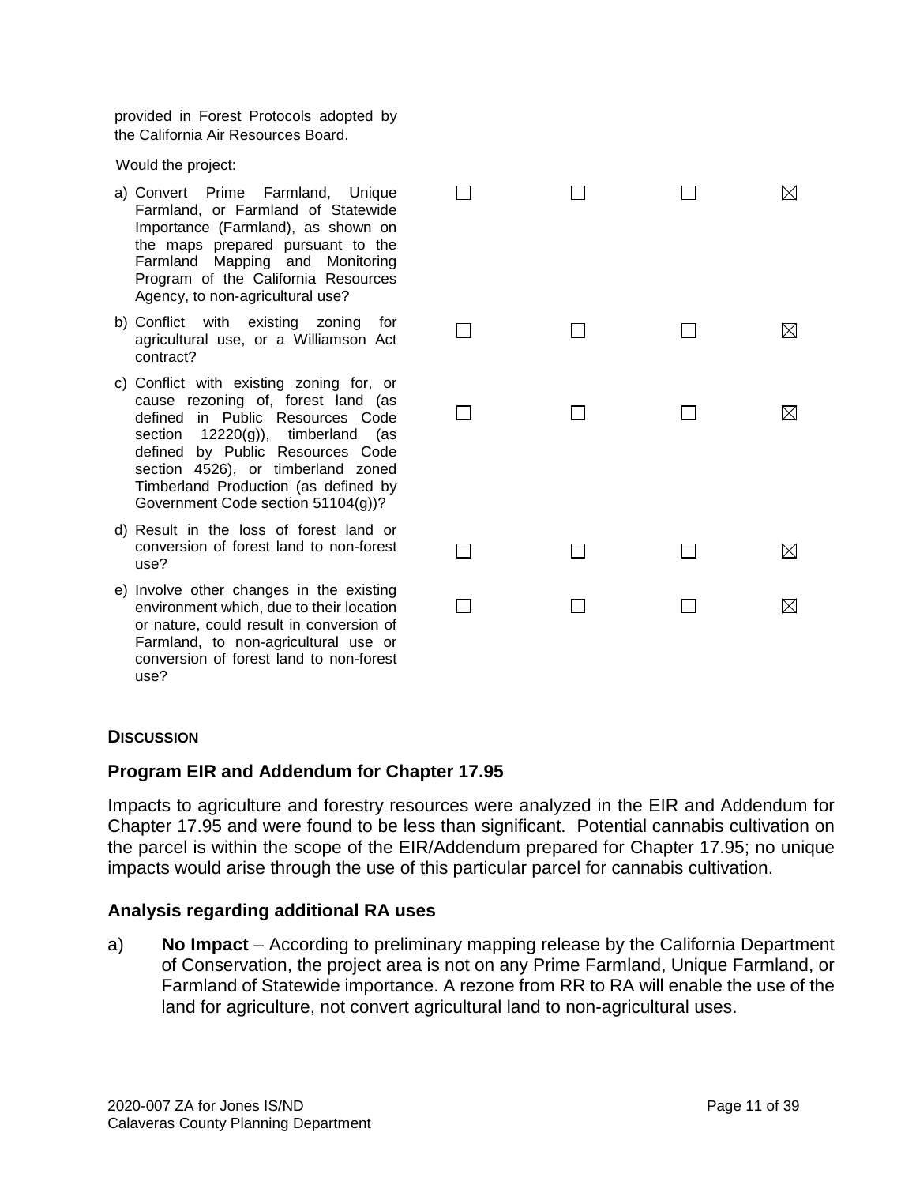provided in Forest Protocols adopted by the California Air Resources Board.

Would the project:

| | | | | |
|---|---|---|---|---|
| a) Convert Prime Farmland, Unique Farmland, or Farmland of Statewide Importance (Farmland), as shown on the maps prepared pursuant to the Farmland Mapping and Monitoring Program of the California Resources Agency, to non-agricultural use? | ☐ | ☐ | ☐ | ☒ |
| b) Conflict with existing zoning for agricultural use, or a Williamson Act contract? | ☐ | ☐ | ☐ | ☒ |
| c) Conflict with existing zoning for, or cause rezoning of, forest land (as defined in Public Resources Code section 12220(g)), timberland (as defined by Public Resources Code section 4526), or timberland zoned Timberland Production (as defined by Government Code section 51104(g))? | ☐ | ☐ | ☐ | ☒ |
| d) Result in the loss of forest land or conversion of forest land to non-forest use? | ☐ | ☐ | ☐ | ☒ |
| e) Involve other changes in the existing environment which, due to their location or nature, could result in conversion of Farmland, to non-agricultural use or conversion of forest land to non-forest use? | ☐ | ☐ | ☐ | ☒ |

**DISCUSSION**

## Program EIR and Addendum for Chapter 17.95

Impacts to agriculture and forestry resources were analyzed in the EIR and Addendum for Chapter 17.95 and were found to be less than significant. Potential cannabis cultivation on the parcel is within the scope of the EIR/Addendum prepared for Chapter 17.95; no unique impacts would arise through the use of this particular parcel for cannabis cultivation.

## Analysis regarding additional RA uses

a) **No Impact** – According to preliminary mapping release by the California Department of Conservation, the project area is not on any Prime Farmland, Unique Farmland, or Farmland of Statewide importance. A rezone from RR to RA will enable the use of the land for agriculture, not convert agricultural land to non-agricultural uses.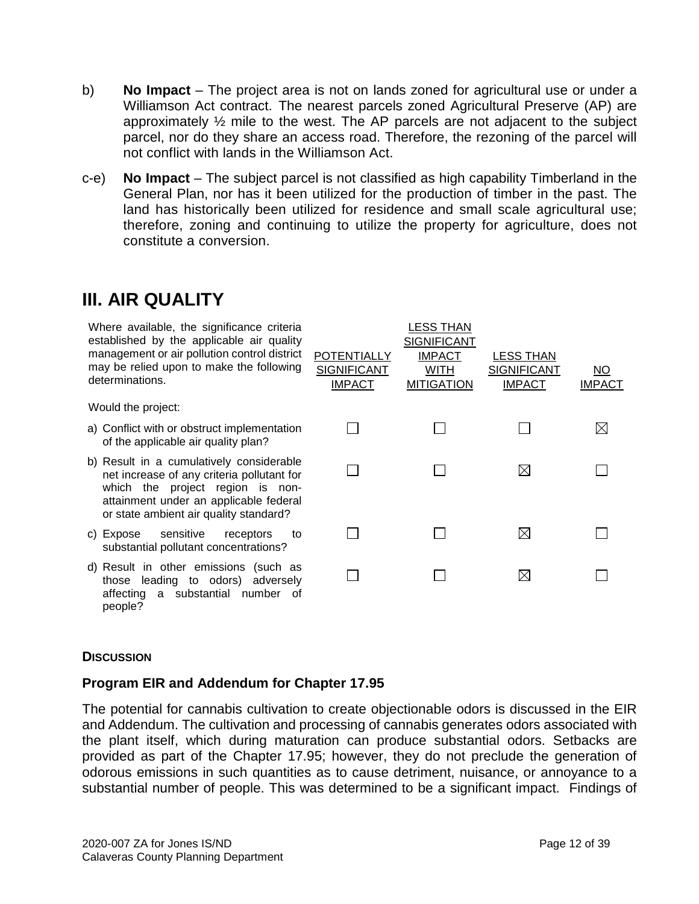b) **No Impact** – The project area is not on lands zoned for agricultural use or under a Williamson Act contract. The nearest parcels zoned Agricultural Preserve (AP) are approximately ½ mile to the west. The AP parcels are not adjacent to the subject parcel, nor do they share an access road. Therefore, the rezoning of the parcel will not conflict with lands in the Williamson Act.

c-e) **No Impact** – The subject parcel is not classified as high capability Timberland in the General Plan, nor has it been utilized for the production of timber in the past. The land has historically been utilized for residence and small scale agricultural use; therefore, zoning and continuing to utilize the property for agriculture, does not constitute a conversion.

# III. AIR QUALITY

| Where available, the significance criteria established by the applicable air quality management or air pollution control district may be relied upon to make the following determinations. | POTENTIALLY SIGNIFICANT IMPACT | LESS THAN SIGNIFICANT IMPACT WITH MITIGATION | LESS THAN SIGNIFICANT IMPACT | NO IMPACT |
|---|---|---|---|---|
| Would the project: | | | | |
| a) Conflict with or obstruct implementation of the applicable air quality plan? | ☐ | ☐ | ☐ | ☒ |
| b) Result in a cumulatively considerable net increase of any criteria pollutant for which the project region is non-attainment under an applicable federal or state ambient air quality standard? | ☐ | ☐ | ☒ | ☐ |
| c) Expose sensitive receptors to substantial pollutant concentrations? | ☐ | ☐ | ☒ | ☐ |
| d) Result in other emissions (such as those leading to odors) adversely affecting a substantial number of people? | ☐ | ☐ | ☒ | ☐ |

#### DISCUSSION

### Program EIR and Addendum for Chapter 17.95

The potential for cannabis cultivation to create objectionable odors is discussed in the EIR and Addendum. The cultivation and processing of cannabis generates odors associated with the plant itself, which during maturation can produce substantial odors. Setbacks are provided as part of the Chapter 17.95; however, they do not preclude the generation of odorous emissions in such quantities as to cause detriment, nuisance, or annoyance to a substantial number of people. This was determined to be a significant impact. Findings of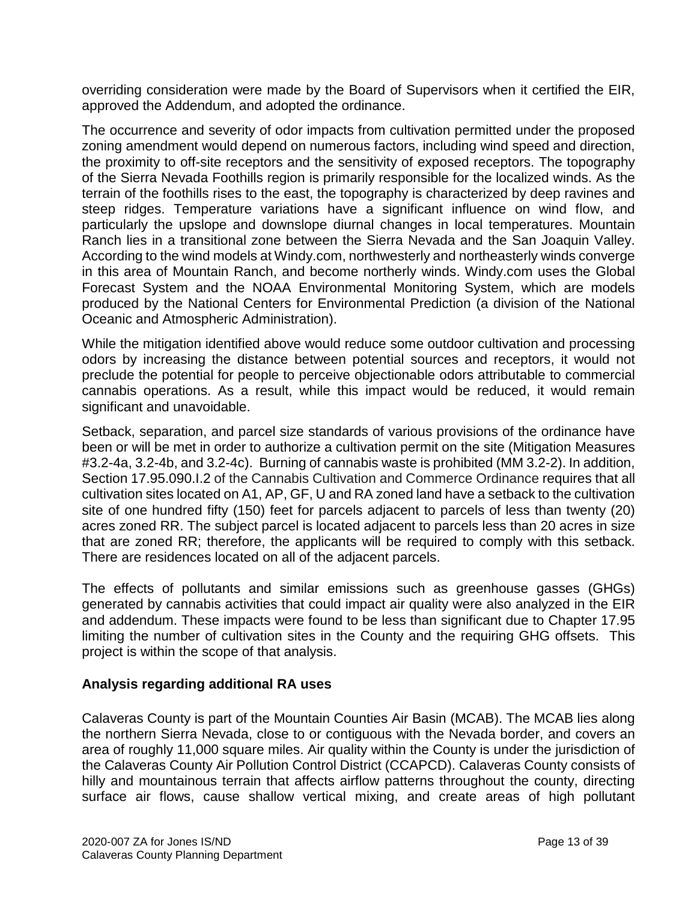overriding consideration were made by the Board of Supervisors when it certified the EIR, approved the Addendum, and adopted the ordinance.

The occurrence and severity of odor impacts from cultivation permitted under the proposed zoning amendment would depend on numerous factors, including wind speed and direction, the proximity to off-site receptors and the sensitivity of exposed receptors. The topography of the Sierra Nevada Foothills region is primarily responsible for the localized winds. As the terrain of the foothills rises to the east, the topography is characterized by deep ravines and steep ridges. Temperature variations have a significant influence on wind flow, and particularly the upslope and downslope diurnal changes in local temperatures. Mountain Ranch lies in a transitional zone between the Sierra Nevada and the San Joaquin Valley. According to the wind models at Windy.com, northwesterly and northeasterly winds converge in this area of Mountain Ranch, and become northerly winds. Windy.com uses the Global Forecast System and the NOAA Environmental Monitoring System, which are models produced by the National Centers for Environmental Prediction (a division of the National Oceanic and Atmospheric Administration).

While the mitigation identified above would reduce some outdoor cultivation and processing odors by increasing the distance between potential sources and receptors, it would not preclude the potential for people to perceive objectionable odors attributable to commercial cannabis operations. As a result, while this impact would be reduced, it would remain significant and unavoidable.

Setback, separation, and parcel size standards of various provisions of the ordinance have been or will be met in order to authorize a cultivation permit on the site (Mitigation Measures #3.2-4a, 3.2-4b, and 3.2-4c). Burning of cannabis waste is prohibited (MM 3.2-2). In addition, Section 17.95.090.I.2 of the Cannabis Cultivation and Commerce Ordinance requires that all cultivation sites located on A1, AP, GF, U and RA zoned land have a setback to the cultivation site of one hundred fifty (150) feet for parcels adjacent to parcels of less than twenty (20) acres zoned RR. The subject parcel is located adjacent to parcels less than 20 acres in size that are zoned RR; therefore, the applicants will be required to comply with this setback. There are residences located on all of the adjacent parcels.

The effects of pollutants and similar emissions such as greenhouse gasses (GHGs) generated by cannabis activities that could impact air quality were also analyzed in the EIR and addendum. These impacts were found to be less than significant due to Chapter 17.95 limiting the number of cultivation sites in the County and the requiring GHG offsets. This project is within the scope of that analysis.

**Analysis regarding additional RA uses**

Calaveras County is part of the Mountain Counties Air Basin (MCAB). The MCAB lies along the northern Sierra Nevada, close to or contiguous with the Nevada border, and covers an area of roughly 11,000 square miles. Air quality within the County is under the jurisdiction of the Calaveras County Air Pollution Control District (CCAPCD). Calaveras County consists of hilly and mountainous terrain that affects airflow patterns throughout the county, directing surface air flows, cause shallow vertical mixing, and create areas of high pollutant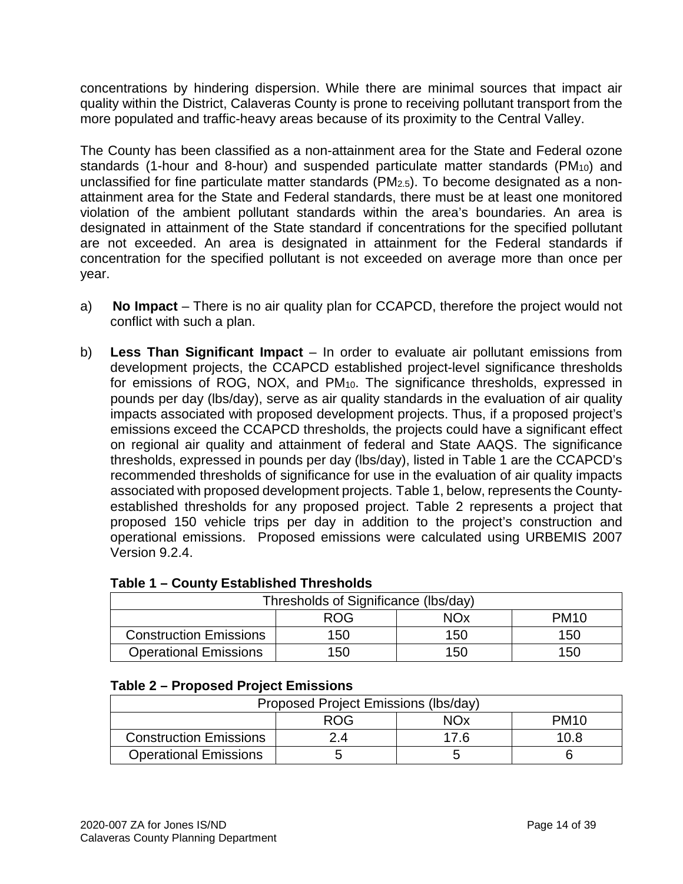concentrations by hindering dispersion. While there are minimal sources that impact air quality within the District, Calaveras County is prone to receiving pollutant transport from the more populated and traffic-heavy areas because of its proximity to the Central Valley.

The County has been classified as a non-attainment area for the State and Federal ozone standards (1-hour and 8-hour) and suspended particulate matter standards ($PM_{10}$) and unclassified for fine particulate matter standards ($PM_{2.5}$). To become designated as a non-attainment area for the State and Federal standards, there must be at least one monitored violation of the ambient pollutant standards within the area's boundaries. An area is designated in attainment of the State standard if concentrations for the specified pollutant are not exceeded. An area is designated in attainment for the Federal standards if concentration for the specified pollutant is not exceeded on average more than once per year.

a) **No Impact** – There is no air quality plan for CCAPCD, therefore the project would not conflict with such a plan.

b) **Less Than Significant Impact** – In order to evaluate air pollutant emissions from development projects, the CCAPCD established project-level significance thresholds for emissions of ROG, NOX, and $PM_{10}$. The significance thresholds, expressed in pounds per day (lbs/day), serve as air quality standards in the evaluation of air quality impacts associated with proposed development projects. Thus, if a proposed project's emissions exceed the CCAPCD thresholds, the projects could have a significant effect on regional air quality and attainment of federal and State AAQS. The significance thresholds, expressed in pounds per day (lbs/day), listed in Table 1 are the CCAPCD's recommended thresholds of significance for use in the evaluation of air quality impacts associated with proposed development projects. Table 1, below, represents the County-established thresholds for any proposed project. Table 2 represents a project that proposed 150 vehicle trips per day in addition to the project's construction and operational emissions. Proposed emissions were calculated using URBEMIS 2007 Version 9.2.4.

**Table 1 – County Established Thresholds**

| Thresholds of Significance (lbs/day) | | | |
|---|---|---|---|
| | ROG | NOx | PM10 |
| Construction Emissions | 150 | 150 | 150 |
| Operational Emissions | 150 | 150 | 150 |

**Table 2 – Proposed Project Emissions**

| Proposed Project Emissions (lbs/day) | | | |
|---|---|---|---|
| | ROG | NOx | PM10 |
| Construction Emissions | 2.4 | 17.6 | 10.8 |
| Operational Emissions | 5 | 5 | 6 |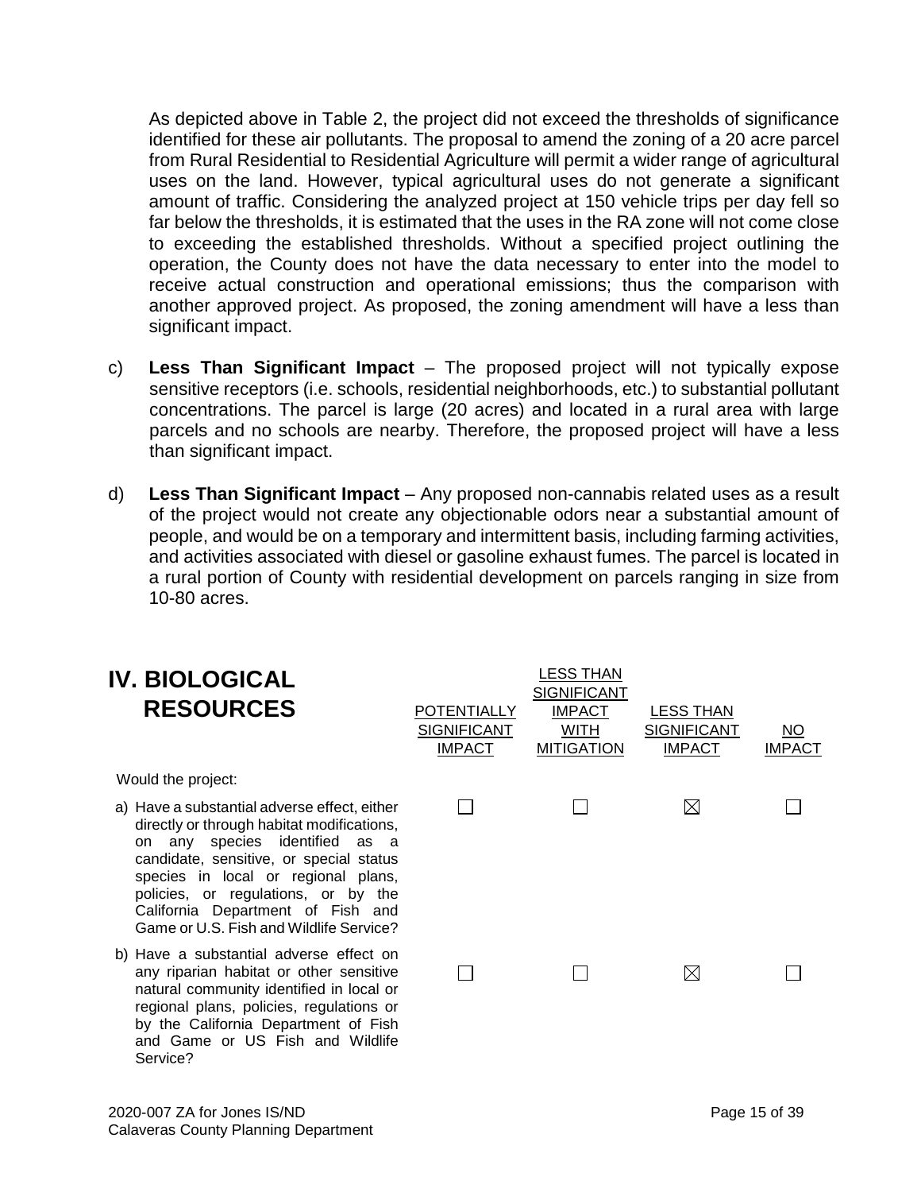As depicted above in Table 2, the project did not exceed the thresholds of significance identified for these air pollutants. The proposal to amend the zoning of a 20 acre parcel from Rural Residential to Residential Agriculture will permit a wider range of agricultural uses on the land. However, typical agricultural uses do not generate a significant amount of traffic. Considering the analyzed project at 150 vehicle trips per day fell so far below the thresholds, it is estimated that the uses in the RA zone will not come close to exceeding the established thresholds. Without a specified project outlining the operation, the County does not have the data necessary to enter into the model to receive actual construction and operational emissions; thus the comparison with another approved project. As proposed, the zoning amendment will have a less than significant impact.

c) **Less Than Significant Impact** – The proposed project will not typically expose sensitive receptors (i.e. schools, residential neighborhoods, etc.) to substantial pollutant concentrations. The parcel is large (20 acres) and located in a rural area with large parcels and no schools are nearby. Therefore, the proposed project will have a less than significant impact.

d) **Less Than Significant Impact** – Any proposed non-cannabis related uses as a result of the project would not create any objectionable odors near a substantial amount of people, and would be on a temporary and intermittent basis, including farming activities, and activities associated with diesel or gasoline exhaust fumes. The parcel is located in a rural portion of County with residential development on parcels ranging in size from 10-80 acres.

## IV. BIOLOGICAL RESOURCES

| Would the project: | POTENTIALLY SIGNIFICANT IMPACT | LESS THAN SIGNIFICANT IMPACT WITH MITIGATION | LESS THAN SIGNIFICANT IMPACT | NO IMPACT |
|---|---|---|---|---|
| a) Have a substantial adverse effect, either directly or through habitat modifications, on any species identified as a candidate, sensitive, or special status species in local or regional plans, policies, or regulations, or by the California Department of Fish and Game or U.S. Fish and Wildlife Service? | ☐ | ☐ | ☒ | ☐ |
| b) Have a substantial adverse effect on any riparian habitat or other sensitive natural community identified in local or regional plans, policies, regulations or by the California Department of Fish and Game or US Fish and Wildlife Service? | ☐ | ☐ | ☒ | ☐ |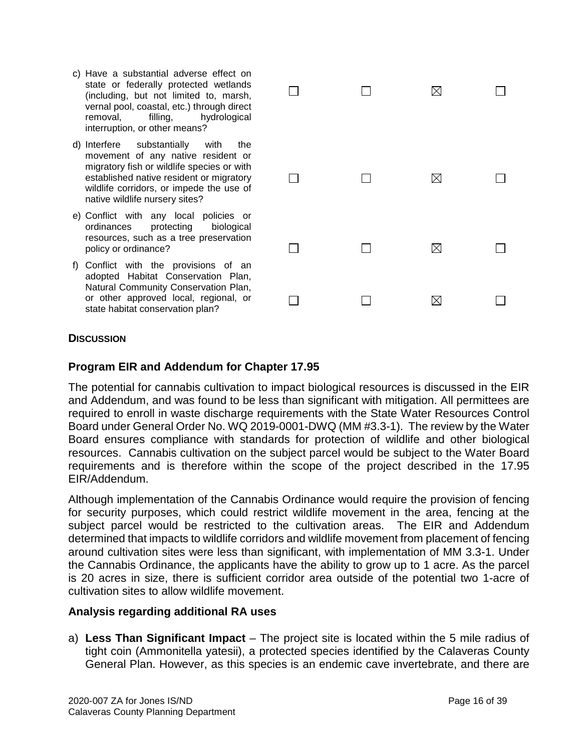| | | | | |
|---|---|---|---|---|
| c) Have a substantial adverse effect on state or federally protected wetlands (including, but not limited to, marsh, vernal pool, coastal, etc.) through direct removal, filling, hydrological interruption, or other means? | ☐ | ☐ | ☒ | ☐ |
| d) Interfere substantially with the movement of any native resident or migratory fish or wildlife species or with established native resident or migratory wildlife corridors, or impede the use of native wildlife nursery sites? | ☐ | ☐ | ☒ | ☐ |
| e) Conflict with any local policies or ordinances protecting biological resources, such as a tree preservation policy or ordinance? | ☐ | ☐ | ☒ | ☐ |
| f) Conflict with the provisions of an adopted Habitat Conservation Plan, Natural Community Conservation Plan, or other approved local, regional, or state habitat conservation plan? | ☐ | ☐ | ☒ | ☐ |

**DISCUSSION**

### Program EIR and Addendum for Chapter 17.95

The potential for cannabis cultivation to impact biological resources is discussed in the EIR and Addendum, and was found to be less than significant with mitigation. All permittees are required to enroll in waste discharge requirements with the State Water Resources Control Board under General Order No. WQ 2019-0001-DWQ (MM #3.3-1). The review by the Water Board ensures compliance with standards for protection of wildlife and other biological resources. Cannabis cultivation on the subject parcel would be subject to the Water Board requirements and is therefore within the scope of the project described in the 17.95 EIR/Addendum.

Although implementation of the Cannabis Ordinance would require the provision of fencing for security purposes, which could restrict wildlife movement in the area, fencing at the subject parcel would be restricted to the cultivation areas. The EIR and Addendum determined that impacts to wildlife corridors and wildlife movement from placement of fencing around cultivation sites were less than significant, with implementation of MM 3.3-1. Under the Cannabis Ordinance, the applicants have the ability to grow up to 1 acre. As the parcel is 20 acres in size, there is sufficient corridor area outside of the potential two 1-acre of cultivation sites to allow wildlife movement.

### Analysis regarding additional RA uses

a) **Less Than Significant Impact** – The project site is located within the 5 mile radius of tight coin (Ammonitella yatesii), a protected species identified by the Calaveras County General Plan. However, as this species is an endemic cave invertebrate, and there are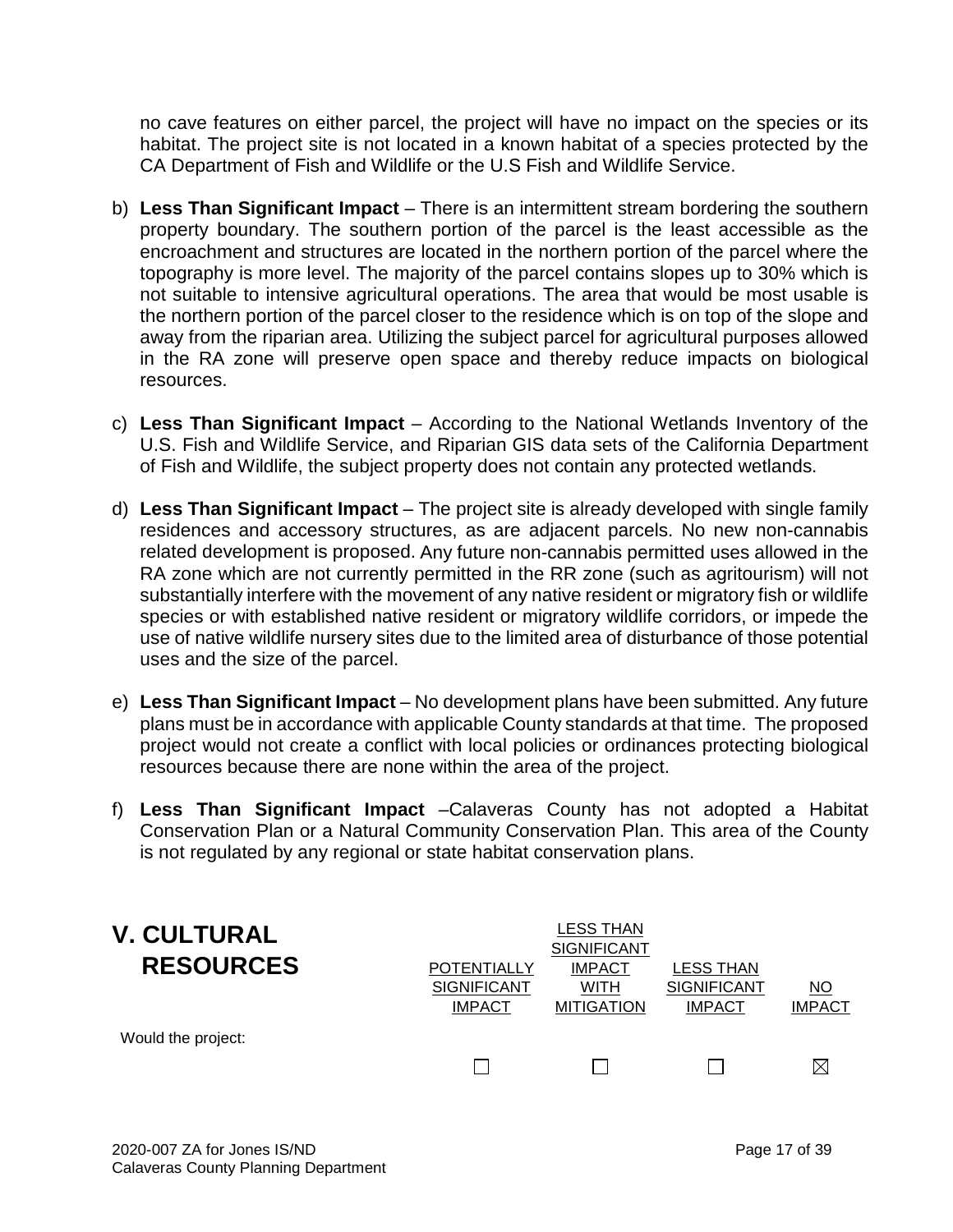no cave features on either parcel, the project will have no impact on the species or its habitat. The project site is not located in a known habitat of a species protected by the CA Department of Fish and Wildlife or the U.S Fish and Wildlife Service.

b) **Less Than Significant Impact** – There is an intermittent stream bordering the southern property boundary. The southern portion of the parcel is the least accessible as the encroachment and structures are located in the northern portion of the parcel where the topography is more level. The majority of the parcel contains slopes up to 30% which is not suitable to intensive agricultural operations. The area that would be most usable is the northern portion of the parcel closer to the residence which is on top of the slope and away from the riparian area. Utilizing the subject parcel for agricultural purposes allowed in the RA zone will preserve open space and thereby reduce impacts on biological resources.

c) **Less Than Significant Impact** – According to the National Wetlands Inventory of the U.S. Fish and Wildlife Service, and Riparian GIS data sets of the California Department of Fish and Wildlife, the subject property does not contain any protected wetlands.

d) **Less Than Significant Impact** – The project site is already developed with single family residences and accessory structures, as are adjacent parcels. No new non-cannabis related development is proposed. Any future non-cannabis permitted uses allowed in the RA zone which are not currently permitted in the RR zone (such as agritourism) will not substantially interfere with the movement of any native resident or migratory fish or wildlife species or with established native resident or migratory wildlife corridors, or impede the use of native wildlife nursery sites due to the limited area of disturbance of those potential uses and the size of the parcel.

e) **Less Than Significant Impact** – No development plans have been submitted. Any future plans must be in accordance with applicable County standards at that time. The proposed project would not create a conflict with local policies or ordinances protecting biological resources because there are none within the area of the project.

f) **Less Than Significant Impact** –Calaveras County has not adopted a Habitat Conservation Plan or a Natural Community Conservation Plan. This area of the County is not regulated by any regional or state habitat conservation plans.

## V. CULTURAL RESOURCES

| | POTENTIALLY SIGNIFICANT IMPACT | LESS THAN SIGNIFICANT IMPACT WITH MITIGATION | LESS THAN SIGNIFICANT IMPACT | NO IMPACT |
|---|---|---|---|---|
| Would the project: | ☐ | ☐ | ☐ | ☒ |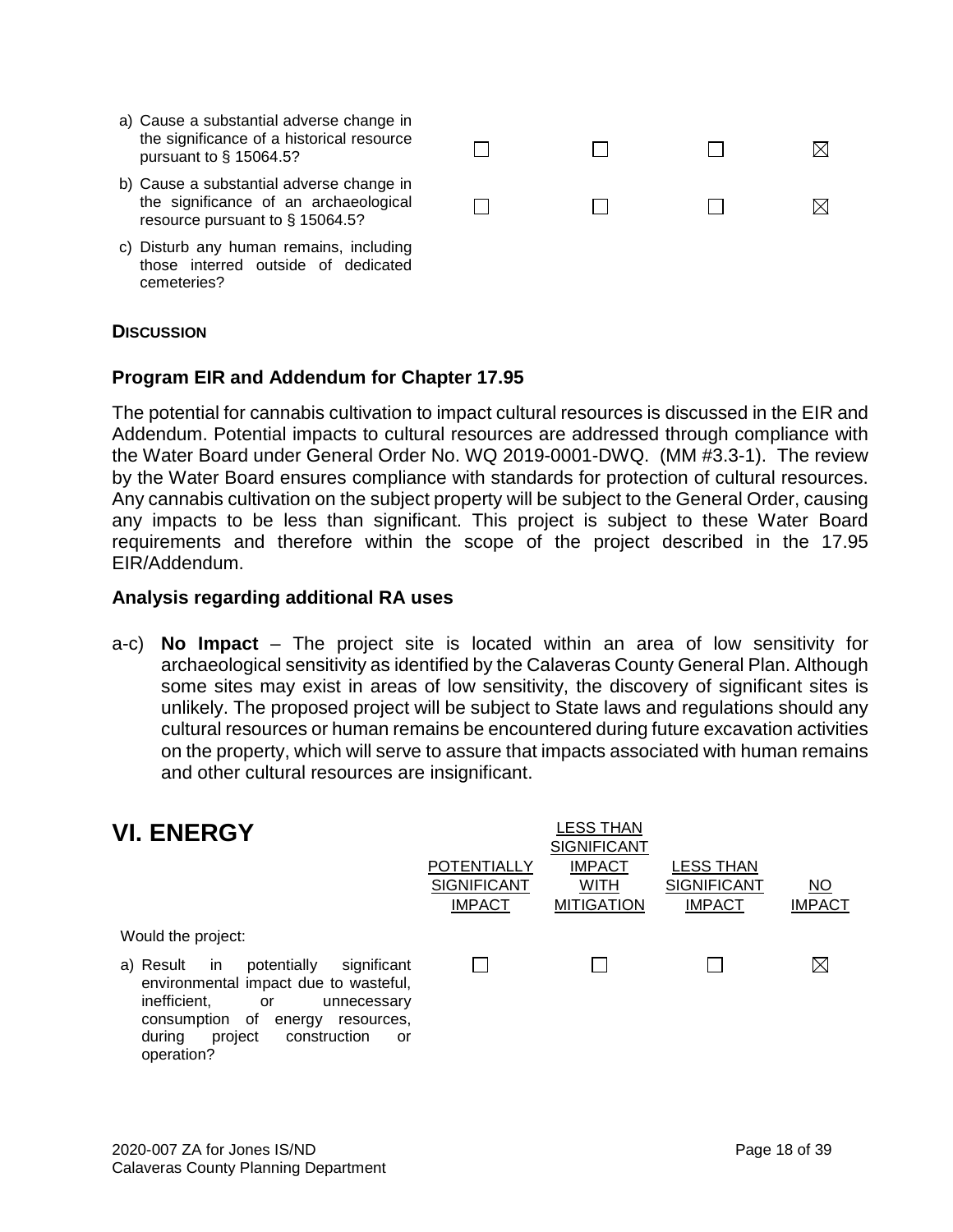| | POTENTIALLY SIGNIFICANT IMPACT | LESS THAN SIGNIFICANT IMPACT WITH MITIGATION | LESS THAN SIGNIFICANT IMPACT | NO IMPACT |
|---|---|---|---|---|
| a) Cause a substantial adverse change in the significance of a historical resource pursuant to § 15064.5? | ☐ | ☐ | ☐ | ☒ |
| b) Cause a substantial adverse change in the significance of an archaeological resource pursuant to § 15064.5? | ☐ | ☐ | ☐ | ☒ |
| c) Disturb any human remains, including those interred outside of dedicated cemeteries? | | | | |

**DISCUSSION**

### Program EIR and Addendum for Chapter 17.95

The potential for cannabis cultivation to impact cultural resources is discussed in the EIR and Addendum. Potential impacts to cultural resources are addressed through compliance with the Water Board under General Order No. WQ 2019-0001-DWQ. (MM #3.3-1). The review by the Water Board ensures compliance with standards for protection of cultural resources. Any cannabis cultivation on the subject property will be subject to the General Order, causing any impacts to be less than significant. This project is subject to these Water Board requirements and therefore within the scope of the project described in the 17.95 EIR/Addendum.

### Analysis regarding additional RA uses

a-c) **No Impact** – The project site is located within an area of low sensitivity for archaeological sensitivity as identified by the Calaveras County General Plan. Although some sites may exist in areas of low sensitivity, the discovery of significant sites is unlikely. The proposed project will be subject to State laws and regulations should any cultural resources or human remains be encountered during future excavation activities on the property, which will serve to assure that impacts associated with human remains and other cultural resources are insignificant.

# VI. ENERGY

| Would the project: | POTENTIALLY SIGNIFICANT IMPACT | LESS THAN SIGNIFICANT IMPACT WITH MITIGATION | LESS THAN SIGNIFICANT IMPACT | NO IMPACT |
|---|---|---|---|---|
| a) Result in potentially significant environmental impact due to wasteful, inefficient, or unnecessary consumption of energy resources, during project construction or operation? | ☐ | ☐ | ☐ | ☒ |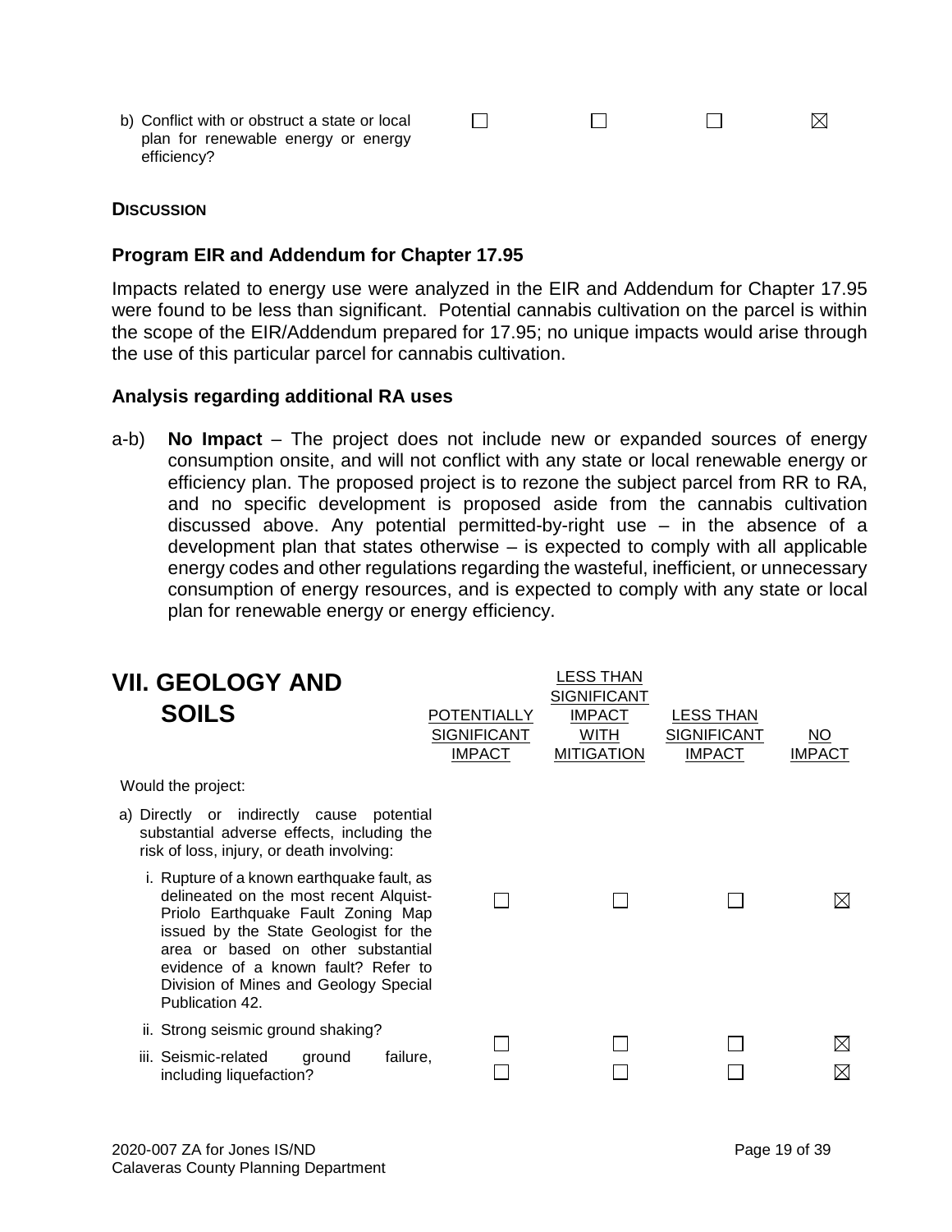| | | | | |
|---|---|---|---|---|
| b) Conflict with or obstruct a state or local plan for renewable energy or energy efficiency? | ☐ | ☐ | ☐ | ☒ |

**DISCUSSION**

### Program EIR and Addendum for Chapter 17.95

Impacts related to energy use were analyzed in the EIR and Addendum for Chapter 17.95 were found to be less than significant. Potential cannabis cultivation on the parcel is within the scope of the EIR/Addendum prepared for 17.95; no unique impacts would arise through the use of this particular parcel for cannabis cultivation.

### Analysis regarding additional RA uses

a-b) **No Impact** – The project does not include new or expanded sources of energy consumption onsite, and will not conflict with any state or local renewable energy or efficiency plan. The proposed project is to rezone the subject parcel from RR to RA, and no specific development is proposed aside from the cannabis cultivation discussed above. Any potential permitted-by-right use – in the absence of a development plan that states otherwise – is expected to comply with all applicable energy codes and other regulations regarding the wasteful, inefficient, or unnecessary consumption of energy resources, and is expected to comply with any state or local plan for renewable energy or energy efficiency.

## VII. GEOLOGY AND SOILS

| Would the project: | POTENTIALLY SIGNIFICANT IMPACT | LESS THAN SIGNIFICANT IMPACT WITH MITIGATION | LESS THAN SIGNIFICANT IMPACT | NO IMPACT |
|---|---|---|---|---|
| a) Directly or indirectly cause potential substantial adverse effects, including the risk of loss, injury, or death involving: | | | | |
| i. Rupture of a known earthquake fault, as delineated on the most recent Alquist-Priolo Earthquake Fault Zoning Map issued by the State Geologist for the area or based on other substantial evidence of a known fault? Refer to Division of Mines and Geology Special Publication 42. | ☐ | ☐ | ☐ | ☒ |
| ii. Strong seismic ground shaking? | ☐ | ☐ | ☐ | ☒ |
| iii. Seismic-related ground failure, including liquefaction? | ☐ | ☐ | ☐ | ☒ |

2020-007 ZA for Jones IS/ND
Calaveras County Planning Department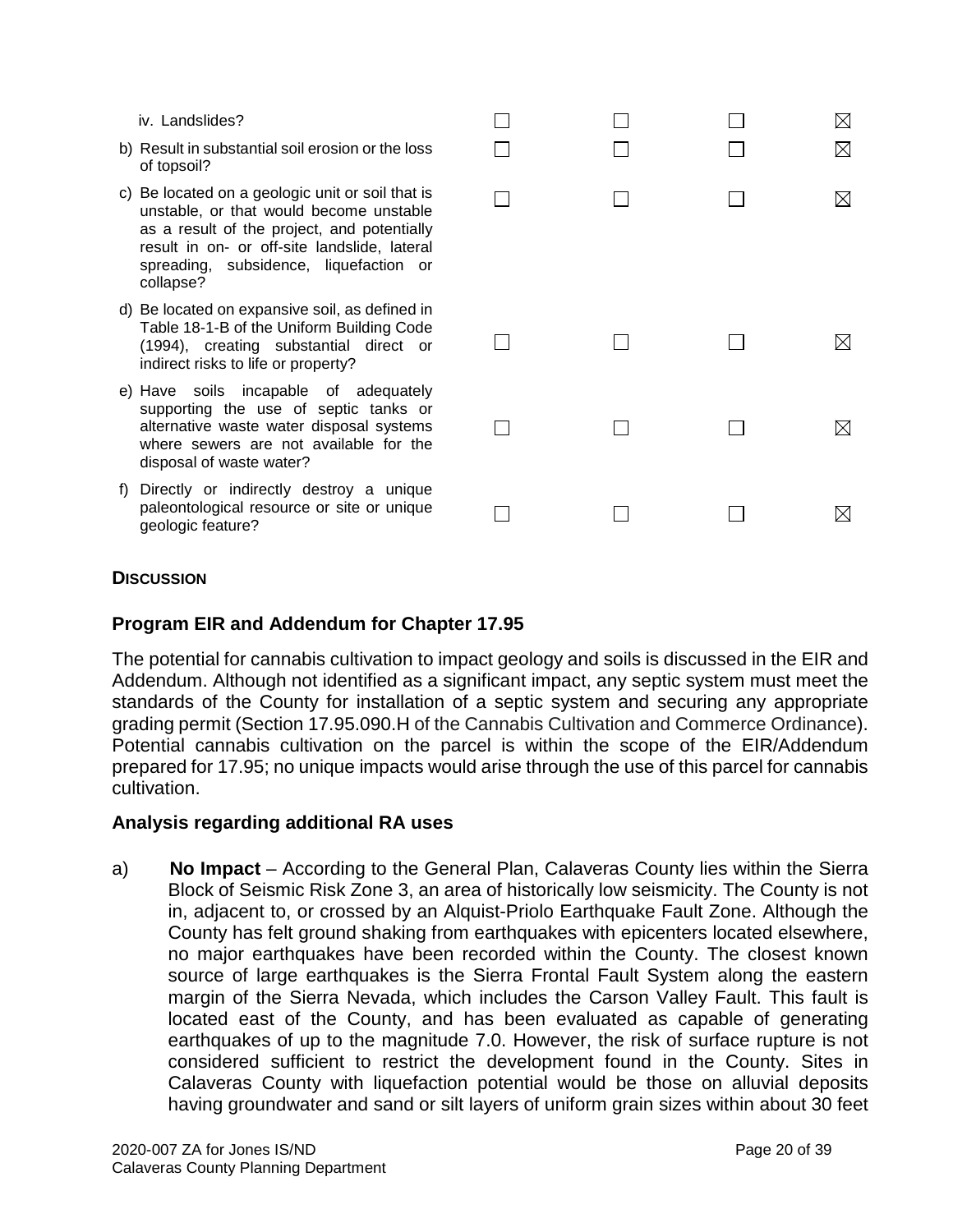| | | | | |
|---|---|---|---|---|
| iv. Landslides? | ☐ | ☐ | ☐ | ☒ |
| b) Result in substantial soil erosion or the loss of topsoil? | ☐ | ☐ | ☐ | ☒ |
| c) Be located on a geologic unit or soil that is unstable, or that would become unstable as a result of the project, and potentially result in on- or off-site landslide, lateral spreading, subsidence, liquefaction or collapse? | ☐ | ☐ | ☐ | ☒ |
| d) Be located on expansive soil, as defined in Table 18-1-B of the Uniform Building Code (1994), creating substantial direct or indirect risks to life or property? | ☐ | ☐ | ☐ | ☒ |
| e) Have soils incapable of adequately supporting the use of septic tanks or alternative waste water disposal systems where sewers are not available for the disposal of waste water? | ☐ | ☐ | ☐ | ☒ |
| f) Directly or indirectly destroy a unique paleontological resource or site or unique geologic feature? | ☐ | ☐ | ☐ | ☒ |

**DISCUSSION**

### Program EIR and Addendum for Chapter 17.95

The potential for cannabis cultivation to impact geology and soils is discussed in the EIR and Addendum. Although not identified as a significant impact, any septic system must meet the standards of the County for installation of a septic system and securing any appropriate grading permit (Section 17.95.090.H of the Cannabis Cultivation and Commerce Ordinance). Potential cannabis cultivation on the parcel is within the scope of the EIR/Addendum prepared for 17.95; no unique impacts would arise through the use of this parcel for cannabis cultivation.

### Analysis regarding additional RA uses

a) **No Impact** – According to the General Plan, Calaveras County lies within the Sierra Block of Seismic Risk Zone 3, an area of historically low seismicity. The County is not in, adjacent to, or crossed by an Alquist-Priolo Earthquake Fault Zone. Although the County has felt ground shaking from earthquakes with epicenters located elsewhere, no major earthquakes have been recorded within the County. The closest known source of large earthquakes is the Sierra Frontal Fault System along the eastern margin of the Sierra Nevada, which includes the Carson Valley Fault. This fault is located east of the County, and has been evaluated as capable of generating earthquakes of up to the magnitude 7.0. However, the risk of surface rupture is not considered sufficient to restrict the development found in the County. Sites in Calaveras County with liquefaction potential would be those on alluvial deposits having groundwater and sand or silt layers of uniform grain sizes within about 30 feet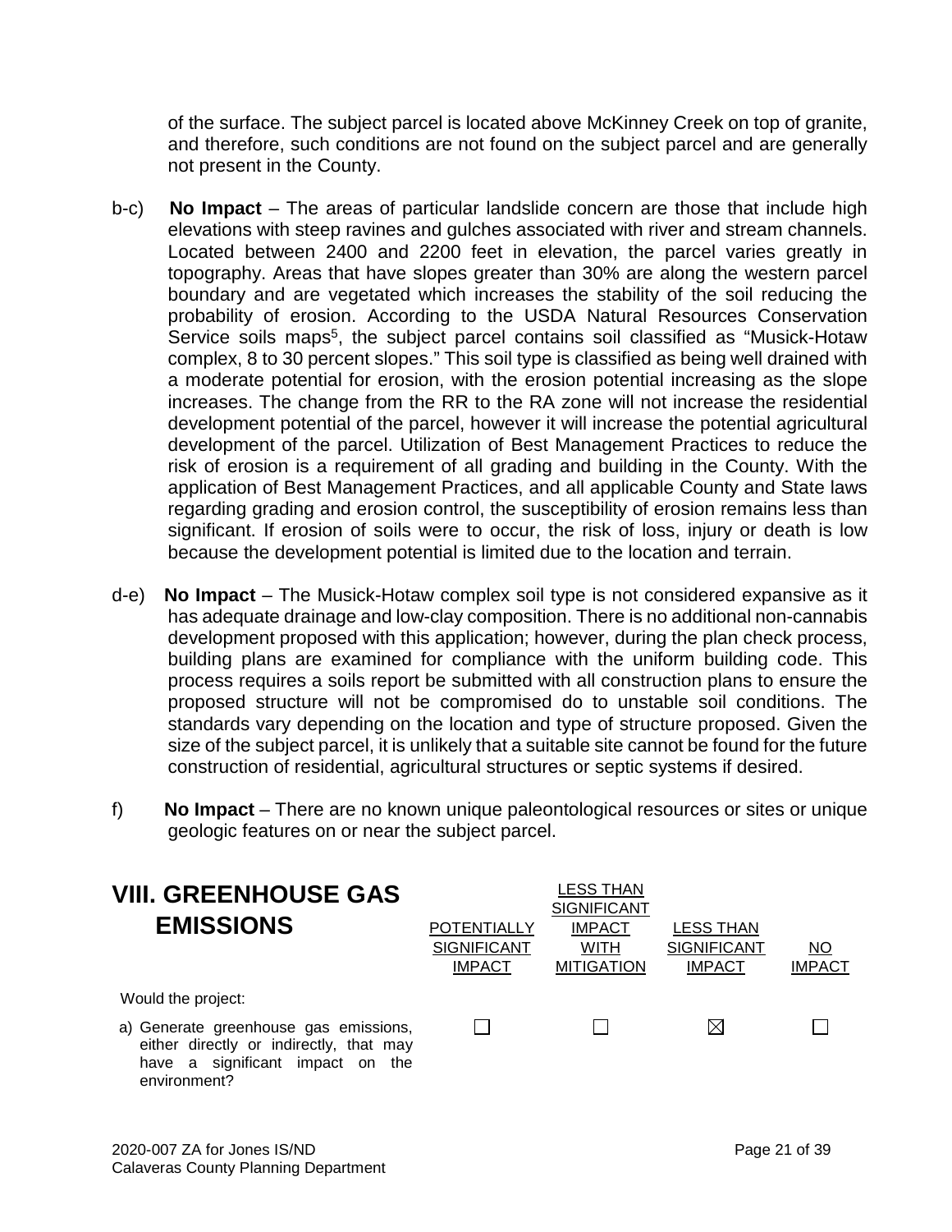of the surface. The subject parcel is located above McKinney Creek on top of granite, and therefore, such conditions are not found on the subject parcel and are generally not present in the County.

b-c) **No Impact** – The areas of particular landslide concern are those that include high elevations with steep ravines and gulches associated with river and stream channels. Located between 2400 and 2200 feet in elevation, the parcel varies greatly in topography. Areas that have slopes greater than 30% are along the western parcel boundary and are vegetated which increases the stability of the soil reducing the probability of erosion. According to the USDA Natural Resources Conservation Service soils maps[5], the subject parcel contains soil classified as "Musick-Hotaw complex, 8 to 30 percent slopes." This soil type is classified as being well drained with a moderate potential for erosion, with the erosion potential increasing as the slope increases. The change from the RR to the RA zone will not increase the residential development potential of the parcel, however it will increase the potential agricultural development of the parcel. Utilization of Best Management Practices to reduce the risk of erosion is a requirement of all grading and building in the County. With the application of Best Management Practices, and all applicable County and State laws regarding grading and erosion control, the susceptibility of erosion remains less than significant. If erosion of soils were to occur, the risk of loss, injury or death is low because the development potential is limited due to the location and terrain.

d-e) **No Impact** – The Musick-Hotaw complex soil type is not considered expansive as it has adequate drainage and low-clay composition. There is no additional non-cannabis development proposed with this application; however, during the plan check process, building plans are examined for compliance with the uniform building code. This process requires a soils report be submitted with all construction plans to ensure the proposed structure will not be compromised do to unstable soil conditions. The standards vary depending on the location and type of structure proposed. Given the size of the subject parcel, it is unlikely that a suitable site cannot be found for the future construction of residential, agricultural structures or septic systems if desired.

f) **No Impact** – There are no known unique paleontological resources or sites or unique geologic features on or near the subject parcel.

## VIII. GREENHOUSE GAS EMISSIONS

| Would the project: | POTENTIALLY SIGNIFICANT IMPACT | LESS THAN SIGNIFICANT IMPACT WITH MITIGATION | LESS THAN SIGNIFICANT IMPACT | NO IMPACT |
|---|---|---|---|---|
| a) Generate greenhouse gas emissions, either directly or indirectly, that may have a significant impact on the environment? | ☐ | ☐ | ☒ | ☐ |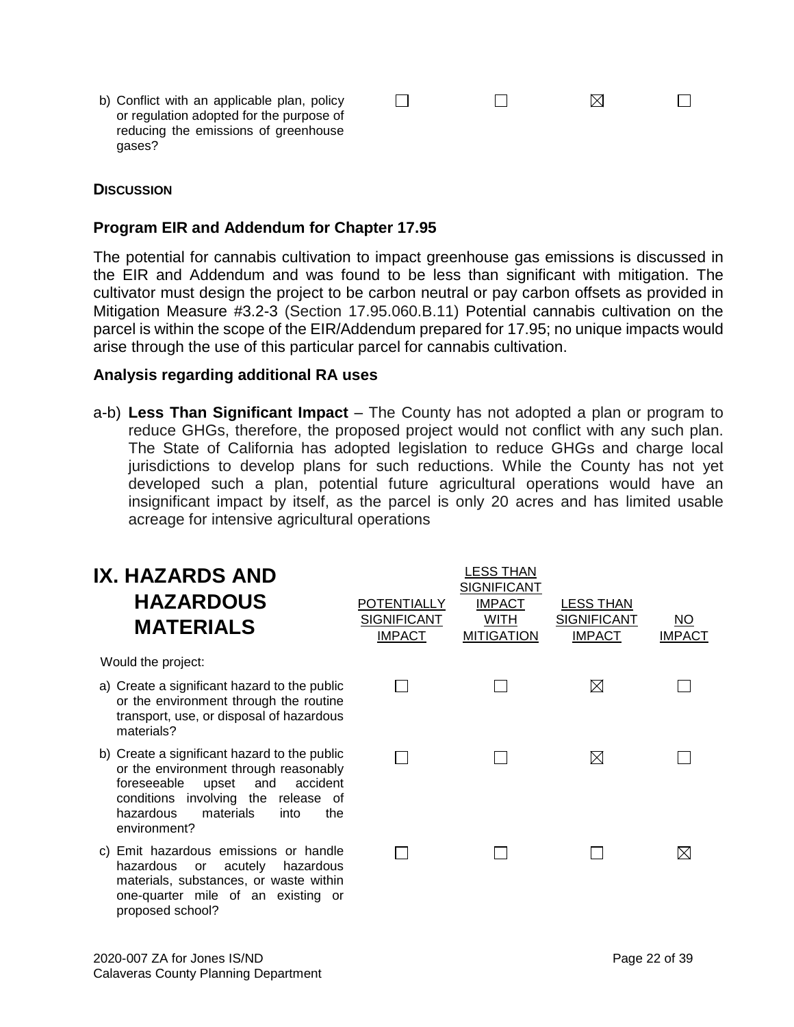| | POTENTIALLY SIGNIFICANT IMPACT | LESS THAN SIGNIFICANT IMPACT WITH MITIGATION | LESS THAN SIGNIFICANT IMPACT | NO IMPACT |
|---|---|---|---|---|
| b) Conflict with an applicable plan, policy or regulation adopted for the purpose of reducing the emissions of greenhouse gases? | ☐ | ☐ | ☒ | ☐ |

**DISCUSSION**

**Program EIR and Addendum for Chapter 17.95**

The potential for cannabis cultivation to impact greenhouse gas emissions is discussed in the EIR and Addendum and was found to be less than significant with mitigation. The cultivator must design the project to be carbon neutral or pay carbon offsets as provided in Mitigation Measure #3.2-3 (Section 17.95.060.B.11) Potential cannabis cultivation on the parcel is within the scope of the EIR/Addendum prepared for 17.95; no unique impacts would arise through the use of this particular parcel for cannabis cultivation.

**Analysis regarding additional RA uses**

a-b) **Less Than Significant Impact** – The County has not adopted a plan or program to reduce GHGs, therefore, the proposed project would not conflict with any such plan. The State of California has adopted legislation to reduce GHGs and charge local jurisdictions to develop plans for such reductions. While the County has not yet developed such a plan, potential future agricultural operations would have an insignificant impact by itself, as the parcel is only 20 acres and has limited usable acreage for intensive agricultural operations

# IX. HAZARDS AND HAZARDOUS MATERIALS

| Would the project: | POTENTIALLY SIGNIFICANT IMPACT | LESS THAN SIGNIFICANT IMPACT WITH MITIGATION | LESS THAN SIGNIFICANT IMPACT | NO IMPACT |
|---|---|---|---|---|
| a) Create a significant hazard to the public or the environment through the routine transport, use, or disposal of hazardous materials? | ☐ | ☐ | ☒ | ☐ |
| b) Create a significant hazard to the public or the environment through reasonably foreseeable upset and accident conditions involving the release of hazardous materials into the environment? | ☐ | ☐ | ☒ | ☐ |
| c) Emit hazardous emissions or handle hazardous or acutely hazardous materials, substances, or waste within one-quarter mile of an existing or proposed school? | ☐ | ☐ | ☐ | ☒ |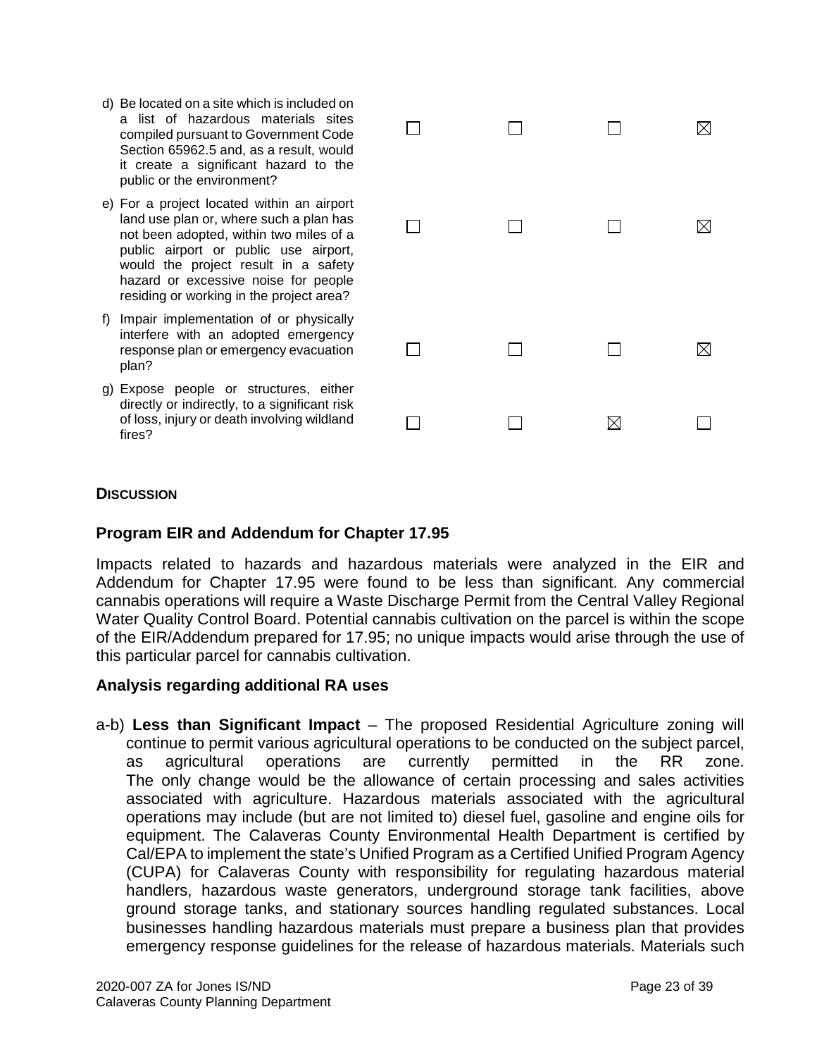| | | | | |
|---|---|---|---|---|
| d) Be located on a site which is included on a list of hazardous materials sites compiled pursuant to Government Code Section 65962.5 and, as a result, would it create a significant hazard to the public or the environment? | ☐ | ☐ | ☐ | ☒ |
| e) For a project located within an airport land use plan or, where such a plan has not been adopted, within two miles of a public airport or public use airport, would the project result in a safety hazard or excessive noise for people residing or working in the project area? | ☐ | ☐ | ☐ | ☒ |
| f) Impair implementation of or physically interfere with an adopted emergency response plan or emergency evacuation plan? | ☐ | ☐ | ☐ | ☒ |
| g) Expose people or structures, either directly or indirectly, to a significant risk of loss, injury or death involving wildland fires? | ☐ | ☐ | ☒ | ☐ |

**DISCUSSION**

### Program EIR and Addendum for Chapter 17.95

Impacts related to hazards and hazardous materials were analyzed in the EIR and Addendum for Chapter 17.95 were found to be less than significant. Any commercial cannabis operations will require a Waste Discharge Permit from the Central Valley Regional Water Quality Control Board. Potential cannabis cultivation on the parcel is within the scope of the EIR/Addendum prepared for 17.95; no unique impacts would arise through the use of this particular parcel for cannabis cultivation.

### Analysis regarding additional RA uses

a-b) **Less than Significant Impact** – The proposed Residential Agriculture zoning will continue to permit various agricultural operations to be conducted on the subject parcel, as agricultural operations are currently permitted in the RR zone. The only change would be the allowance of certain processing and sales activities associated with agriculture. Hazardous materials associated with the agricultural operations may include (but are not limited to) diesel fuel, gasoline and engine oils for equipment. The Calaveras County Environmental Health Department is certified by Cal/EPA to implement the state's Unified Program as a Certified Unified Program Agency (CUPA) for Calaveras County with responsibility for regulating hazardous material handlers, hazardous waste generators, underground storage tank facilities, above ground storage tanks, and stationary sources handling regulated substances. Local businesses handling hazardous materials must prepare a business plan that provides emergency response guidelines for the release of hazardous materials. Materials such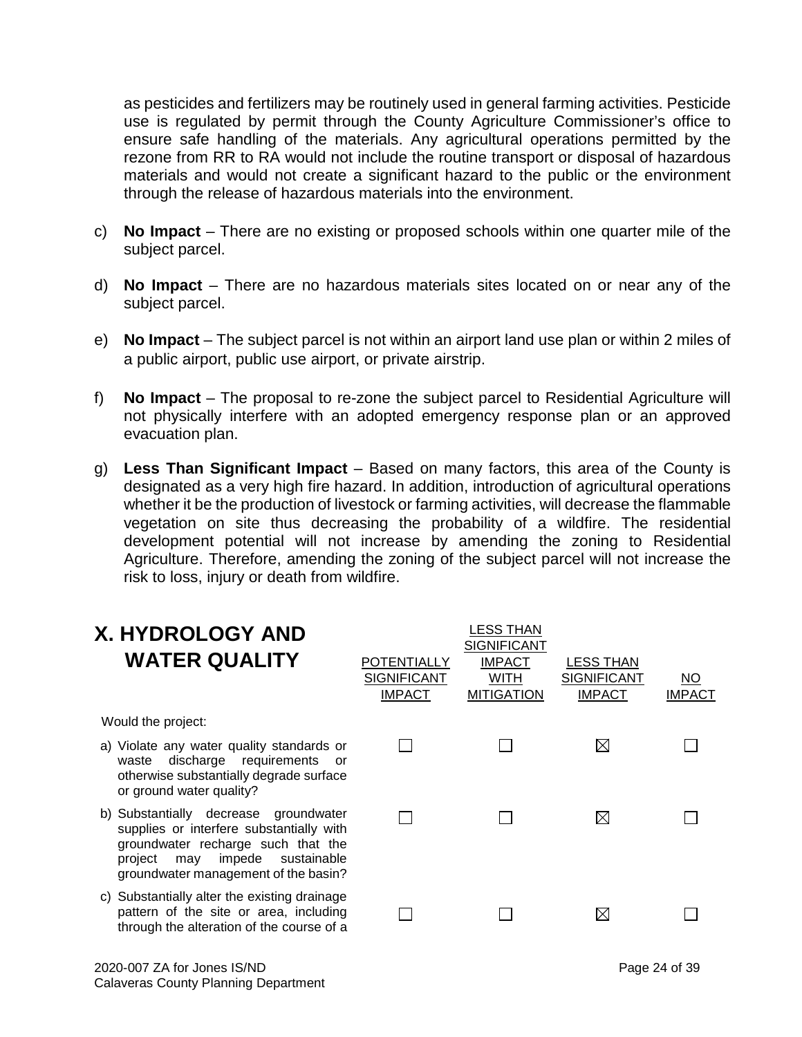as pesticides and fertilizers may be routinely used in general farming activities. Pesticide use is regulated by permit through the County Agriculture Commissioner's office to ensure safe handling of the materials. Any agricultural operations permitted by the rezone from RR to RA would not include the routine transport or disposal of hazardous materials and would not create a significant hazard to the public or the environment through the release of hazardous materials into the environment.

c) **No Impact** – There are no existing or proposed schools within one quarter mile of the subject parcel.

d) **No Impact** – There are no hazardous materials sites located on or near any of the subject parcel.

e) **No Impact** – The subject parcel is not within an airport land use plan or within 2 miles of a public airport, public use airport, or private airstrip.

f) **No Impact** – The proposal to re-zone the subject parcel to Residential Agriculture will not physically interfere with an adopted emergency response plan or an approved evacuation plan.

g) **Less Than Significant Impact** – Based on many factors, this area of the County is designated as a very high fire hazard. In addition, introduction of agricultural operations whether it be the production of livestock or farming activities, will decrease the flammable vegetation on site thus decreasing the probability of a wildfire. The residential development potential will not increase by amending the zoning to Residential Agriculture. Therefore, amending the zoning of the subject parcel will not increase the risk to loss, injury or death from wildfire.

## X. HYDROLOGY AND WATER QUALITY

| Would the project: | POTENTIALLY SIGNIFICANT IMPACT | LESS THAN SIGNIFICANT IMPACT WITH MITIGATION | LESS THAN SIGNIFICANT IMPACT | NO IMPACT |
|---|---|---|---|---|
| a) Violate any water quality standards or waste discharge requirements or otherwise substantially degrade surface or ground water quality? | ☐ | ☐ | ☒ | ☐ |
| b) Substantially decrease groundwater supplies or interfere substantially with groundwater recharge such that the project may impede sustainable groundwater management of the basin? | ☐ | ☐ | ☒ | ☐ |
| c) Substantially alter the existing drainage pattern of the site or area, including through the alteration of the course of a | ☐ | ☐ | ☒ | ☐ |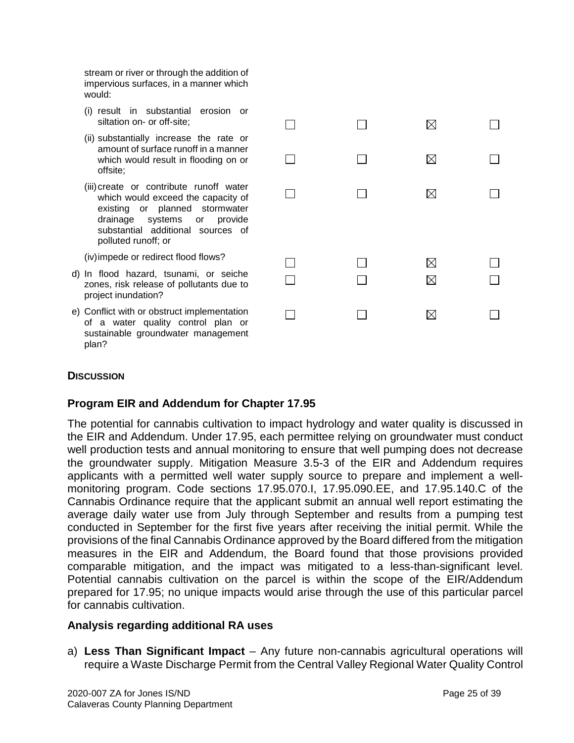| | | | | |
|---|---|---|---|---|
| stream or river or through the addition of impervious surfaces, in a manner which would: | | | | |
| (i) result in substantial erosion or siltation on- or off-site; | ☐ | ☐ | ☒ | ☐ |
| (ii) substantially increase the rate or amount of surface runoff in a manner which would result in flooding on or offsite; | ☐ | ☐ | ☒ | ☐ |
| (iii) create or contribute runoff water which would exceed the capacity of existing or planned stormwater drainage systems or provide substantial additional sources of polluted runoff; or | ☐ | ☐ | ☒ | ☐ |
| (iv) impede or redirect flood flows? | ☐ | ☐ | ☒ | ☐ |
| d) In flood hazard, tsunami, or seiche zones, risk release of pollutants due to project inundation? | ☐ | ☐ | ☒ | ☐ |
| e) Conflict with or obstruct implementation of a water quality control plan or sustainable groundwater management plan? | ☐ | ☐ | ☒ | ☐ |

### Discussion

### Program EIR and Addendum for Chapter 17.95

The potential for cannabis cultivation to impact hydrology and water quality is discussed in the EIR and Addendum. Under 17.95, each permittee relying on groundwater must conduct well production tests and annual monitoring to ensure that well pumping does not decrease the groundwater supply. Mitigation Measure 3.5-3 of the EIR and Addendum requires applicants with a permitted well water supply source to prepare and implement a well-monitoring program. Code sections 17.95.070.I, 17.95.090.EE, and 17.95.140.C of the Cannabis Ordinance require that the applicant submit an annual well report estimating the average daily water use from July through September and results from a pumping test conducted in September for the first five years after receiving the initial permit. While the provisions of the final Cannabis Ordinance approved by the Board differed from the mitigation measures in the EIR and Addendum, the Board found that those provisions provided comparable mitigation, and the impact was mitigated to a less-than-significant level. Potential cannabis cultivation on the parcel is within the scope of the EIR/Addendum prepared for 17.95; no unique impacts would arise through the use of this particular parcel for cannabis cultivation.

### Analysis regarding additional RA uses

a) **Less Than Significant Impact** – Any future non-cannabis agricultural operations will require a Waste Discharge Permit from the Central Valley Regional Water Quality Control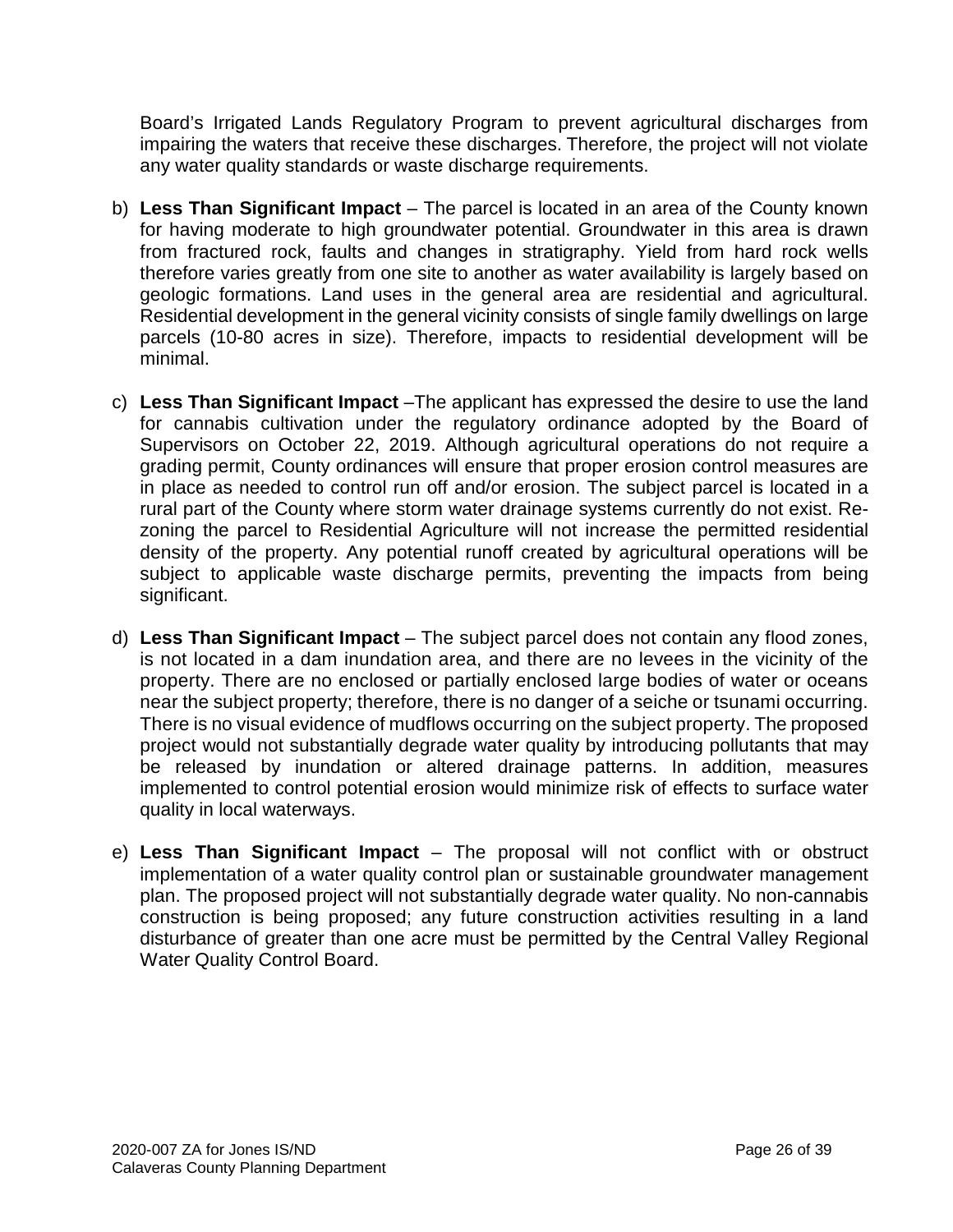Board's Irrigated Lands Regulatory Program to prevent agricultural discharges from impairing the waters that receive these discharges. Therefore, the project will not violate any water quality standards or waste discharge requirements.

b) **Less Than Significant Impact** – The parcel is located in an area of the County known for having moderate to high groundwater potential. Groundwater in this area is drawn from fractured rock, faults and changes in stratigraphy. Yield from hard rock wells therefore varies greatly from one site to another as water availability is largely based on geologic formations. Land uses in the general area are residential and agricultural. Residential development in the general vicinity consists of single family dwellings on large parcels (10-80 acres in size). Therefore, impacts to residential development will be minimal.

c) **Less Than Significant Impact** –The applicant has expressed the desire to use the land for cannabis cultivation under the regulatory ordinance adopted by the Board of Supervisors on October 22, 2019. Although agricultural operations do not require a grading permit, County ordinances will ensure that proper erosion control measures are in place as needed to control run off and/or erosion. The subject parcel is located in a rural part of the County where storm water drainage systems currently do not exist. Re-zoning the parcel to Residential Agriculture will not increase the permitted residential density of the property. Any potential runoff created by agricultural operations will be subject to applicable waste discharge permits, preventing the impacts from being significant.

d) **Less Than Significant Impact** – The subject parcel does not contain any flood zones, is not located in a dam inundation area, and there are no levees in the vicinity of the property. There are no enclosed or partially enclosed large bodies of water or oceans near the subject property; therefore, there is no danger of a seiche or tsunami occurring. There is no visual evidence of mudflows occurring on the subject property. The proposed project would not substantially degrade water quality by introducing pollutants that may be released by inundation or altered drainage patterns. In addition, measures implemented to control potential erosion would minimize risk of effects to surface water quality in local waterways.

e) **Less Than Significant Impact** – The proposal will not conflict with or obstruct implementation of a water quality control plan or sustainable groundwater management plan. The proposed project will not substantially degrade water quality. No non-cannabis construction is being proposed; any future construction activities resulting in a land disturbance of greater than one acre must be permitted by the Central Valley Regional Water Quality Control Board.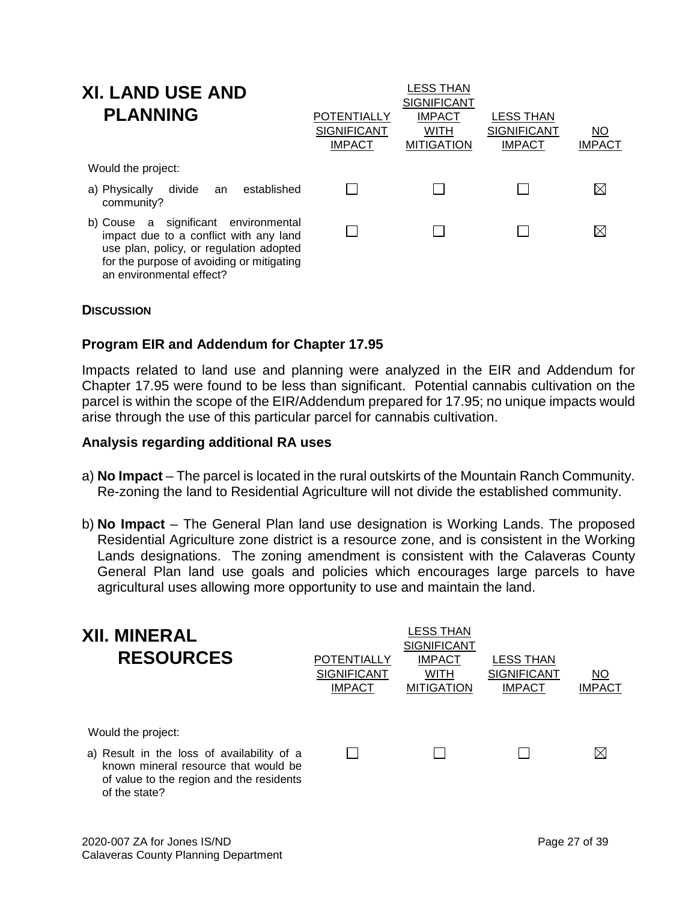## XI. LAND USE AND PLANNING

| Would the project: | POTENTIALLY SIGNIFICANT IMPACT | LESS THAN SIGNIFICANT IMPACT WITH MITIGATION | LESS THAN SIGNIFICANT IMPACT | NO IMPACT |
|---|---|---|---|---|
| a) Physically divide an established community? | ☐ | ☐ | ☐ | ☒ |
| b) Couse a significant environmental impact due to a conflict with any land use plan, policy, or regulation adopted for the purpose of avoiding or mitigating an environmental effect? | ☐ | ☐ | ☐ | ☒ |

**DISCUSSION**

### Program EIR and Addendum for Chapter 17.95

Impacts related to land use and planning were analyzed in the EIR and Addendum for Chapter 17.95 were found to be less than significant. Potential cannabis cultivation on the parcel is within the scope of the EIR/Addendum prepared for 17.95; no unique impacts would arise through the use of this particular parcel for cannabis cultivation.

### Analysis regarding additional RA uses

a) **No Impact** – The parcel is located in the rural outskirts of the Mountain Ranch Community. Re-zoning the land to Residential Agriculture will not divide the established community.

b) **No Impact** – The General Plan land use designation is Working Lands. The proposed Residential Agriculture zone district is a resource zone, and is consistent in the Working Lands designations. The zoning amendment is consistent with the Calaveras County General Plan land use goals and policies which encourages large parcels to have agricultural uses allowing more opportunity to use and maintain the land.

## XII. MINERAL RESOURCES

| Would the project: | POTENTIALLY SIGNIFICANT IMPACT | LESS THAN SIGNIFICANT IMPACT WITH MITIGATION | LESS THAN SIGNIFICANT IMPACT | NO IMPACT |
|---|---|---|---|---|
| a) Result in the loss of availability of a known mineral resource that would be of value to the region and the residents of the state? | ☐ | ☐ | ☐ | ☒ |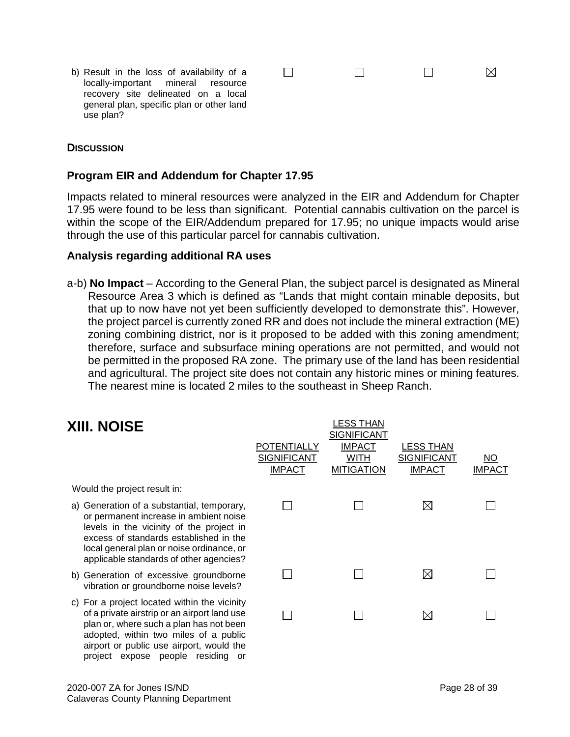| | POTENTIALLY SIGNIFICANT IMPACT | LESS THAN SIGNIFICANT IMPACT WITH MITIGATION | LESS THAN SIGNIFICANT IMPACT | NO IMPACT |
|---|---|---|---|---|
| b) Result in the loss of availability of a locally-important mineral resource recovery site delineated on a local general plan, specific plan or other land use plan? | ☐ | ☐ | ☐ | ☒ |

**DISCUSSION**

### Program EIR and Addendum for Chapter 17.95

Impacts related to mineral resources were analyzed in the EIR and Addendum for Chapter 17.95 were found to be less than significant. Potential cannabis cultivation on the parcel is within the scope of the EIR/Addendum prepared for 17.95; no unique impacts would arise through the use of this particular parcel for cannabis cultivation.

### Analysis regarding additional RA uses

a-b) **No Impact** – According to the General Plan, the subject parcel is designated as Mineral Resource Area 3 which is defined as "Lands that might contain minable deposits, but that up to now have not yet been sufficiently developed to demonstrate this". However, the project parcel is currently zoned RR and does not include the mineral extraction (ME) zoning combining district, nor is it proposed to be added with this zoning amendment; therefore, surface and subsurface mining operations are not permitted, and would not be permitted in the proposed RA zone. The primary use of the land has been residential and agricultural. The project site does not contain any historic mines or mining features. The nearest mine is located 2 miles to the southeast in Sheep Ranch.

## XIII. NOISE

| | POTENTIALLY SIGNIFICANT IMPACT | LESS THAN SIGNIFICANT IMPACT WITH MITIGATION | LESS THAN SIGNIFICANT IMPACT | NO IMPACT |
|---|---|---|---|---|
| Would the project result in: | | | | |
| a) Generation of a substantial, temporary, or permanent increase in ambient noise levels in the vicinity of the project in excess of standards established in the local general plan or noise ordinance, or applicable standards of other agencies? | ☐ | ☐ | ☒ | ☐ |
| b) Generation of excessive groundborne vibration or groundborne noise levels? | ☐ | ☐ | ☒ | ☐ |
| c) For a project located within the vicinity of a private airstrip or an airport land use plan or, where such a plan has not been adopted, within two miles of a public airport or public use airport, would the project expose people residing or | ☐ | ☐ | ☒ | ☐ |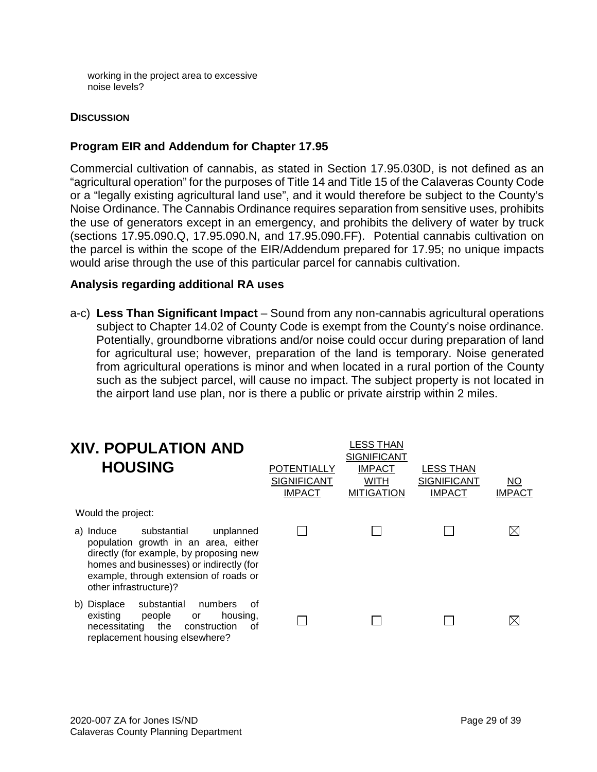working in the project area to excessive noise levels?

**DISCUSSION**

### Program EIR and Addendum for Chapter 17.95

Commercial cultivation of cannabis, as stated in Section 17.95.030D, is not defined as an "agricultural operation" for the purposes of Title 14 and Title 15 of the Calaveras County Code or a "legally existing agricultural land use", and it would therefore be subject to the County's Noise Ordinance. The Cannabis Ordinance requires separation from sensitive uses, prohibits the use of generators except in an emergency, and prohibits the delivery of water by truck (sections 17.95.090.Q, 17.95.090.N, and 17.95.090.FF). Potential cannabis cultivation on the parcel is within the scope of the EIR/Addendum prepared for 17.95; no unique impacts would arise through the use of this particular parcel for cannabis cultivation.

### Analysis regarding additional RA uses

a-c) **Less Than Significant Impact** – Sound from any non-cannabis agricultural operations subject to Chapter 14.02 of County Code is exempt from the County's noise ordinance. Potentially, groundborne vibrations and/or noise could occur during preparation of land for agricultural use; however, preparation of the land is temporary. Noise generated from agricultural operations is minor and when located in a rural portion of the County such as the subject parcel, will cause no impact. The subject property is not located in the airport land use plan, nor is there a public or private airstrip within 2 miles.

## XIV. POPULATION AND HOUSING

| Would the project: | POTENTIALLY SIGNIFICANT IMPACT | LESS THAN SIGNIFICANT IMPACT WITH MITIGATION | LESS THAN SIGNIFICANT IMPACT | NO IMPACT |
|---|---|---|---|---|
| a) Induce substantial unplanned population growth in an area, either directly (for example, by proposing new homes and businesses) or indirectly (for example, through extension of roads or other infrastructure)? | ☐ | ☐ | ☐ | ☒ |
| b) Displace substantial numbers of existing people or housing, necessitating the construction of replacement housing elsewhere? | ☐ | ☐ | ☐ | ☒ |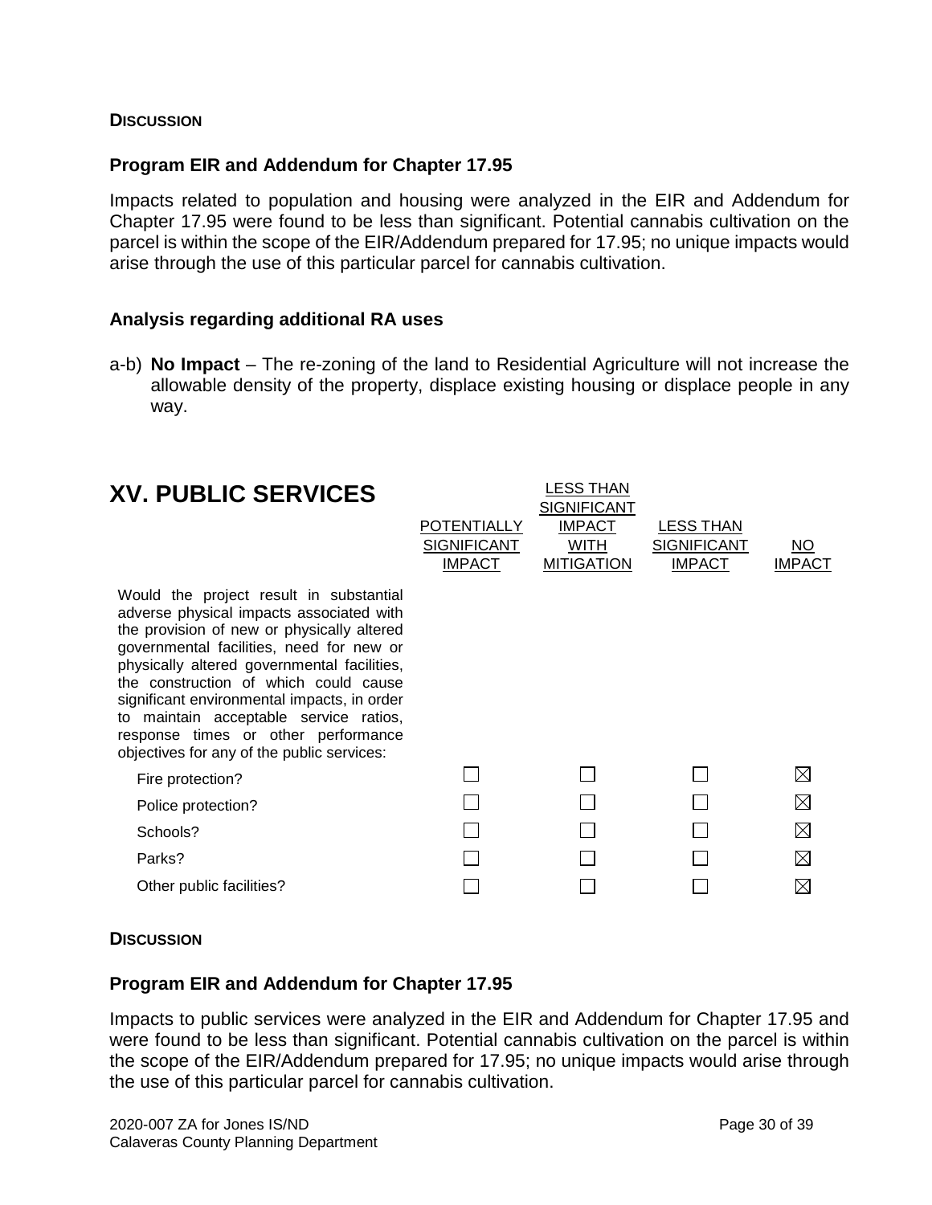**DISCUSSION**

### Program EIR and Addendum for Chapter 17.95

Impacts related to population and housing were analyzed in the EIR and Addendum for Chapter 17.95 were found to be less than significant. Potential cannabis cultivation on the parcel is within the scope of the EIR/Addendum prepared for 17.95; no unique impacts would arise through the use of this particular parcel for cannabis cultivation.

### Analysis regarding additional RA uses

a-b) **No Impact** – The re-zoning of the land to Residential Agriculture will not increase the allowable density of the property, displace existing housing or displace people in any way.

## XV. PUBLIC SERVICES

| | POTENTIALLY SIGNIFICANT IMPACT | LESS THAN SIGNIFICANT IMPACT WITH MITIGATION | LESS THAN SIGNIFICANT IMPACT | NO IMPACT |
|---|---|---|---|---|
| Would the project result in substantial adverse physical impacts associated with the provision of new or physically altered governmental facilities, need for new or physically altered governmental facilities, the construction of which could cause significant environmental impacts, in order to maintain acceptable service ratios, response times or other performance objectives for any of the public services: | | | | |
| Fire protection? | ☐ | ☐ | ☐ | ☒ |
| Police protection? | ☐ | ☐ | ☐ | ☒ |
| Schools? | ☐ | ☐ | ☐ | ☒ |
| Parks? | ☐ | ☐ | ☐ | ☒ |
| Other public facilities? | ☐ | ☐ | ☐ | ☒ |

**DISCUSSION**

### Program EIR and Addendum for Chapter 17.95

Impacts to public services were analyzed in the EIR and Addendum for Chapter 17.95 and were found to be less than significant. Potential cannabis cultivation on the parcel is within the scope of the EIR/Addendum prepared for 17.95; no unique impacts would arise through the use of this particular parcel for cannabis cultivation.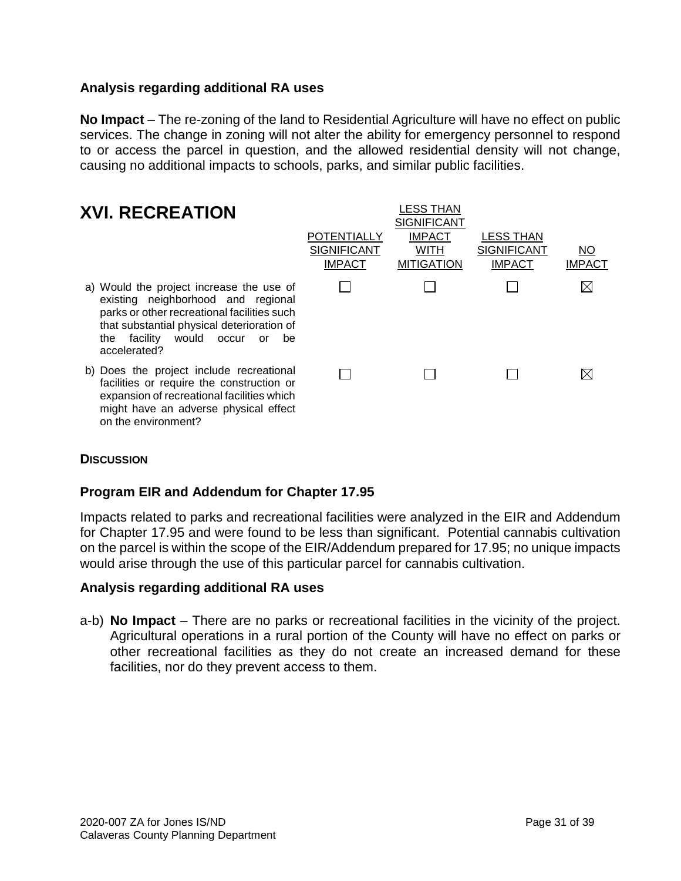### Analysis regarding additional RA uses

**No Impact** – The re-zoning of the land to Residential Agriculture will have no effect on public services. The change in zoning will not alter the ability for emergency personnel to respond to or access the parcel in question, and the allowed residential density will not change, causing no additional impacts to schools, parks, and similar public facilities.

## XVI. RECREATION

| | POTENTIALLY SIGNIFICANT IMPACT | LESS THAN SIGNIFICANT IMPACT WITH MITIGATION | LESS THAN SIGNIFICANT IMPACT | NO IMPACT |
|---|---|---|---|---|
| a) Would the project increase the use of existing neighborhood and regional parks or other recreational facilities such that substantial physical deterioration of the facility would occur or be accelerated? | ☐ | ☐ | ☐ | ☒ |
| b) Does the project include recreational facilities or require the construction or expansion of recreational facilities which might have an adverse physical effect on the environment? | ☐ | ☐ | ☐ | ☒ |

**DISCUSSION**

### Program EIR and Addendum for Chapter 17.95

Impacts related to parks and recreational facilities were analyzed in the EIR and Addendum for Chapter 17.95 and were found to be less than significant. Potential cannabis cultivation on the parcel is within the scope of the EIR/Addendum prepared for 17.95; no unique impacts would arise through the use of this particular parcel for cannabis cultivation.

### Analysis regarding additional RA uses

a-b) **No Impact** – There are no parks or recreational facilities in the vicinity of the project. Agricultural operations in a rural portion of the County will have no effect on parks or other recreational facilities as they do not create an increased demand for these facilities, nor do they prevent access to them.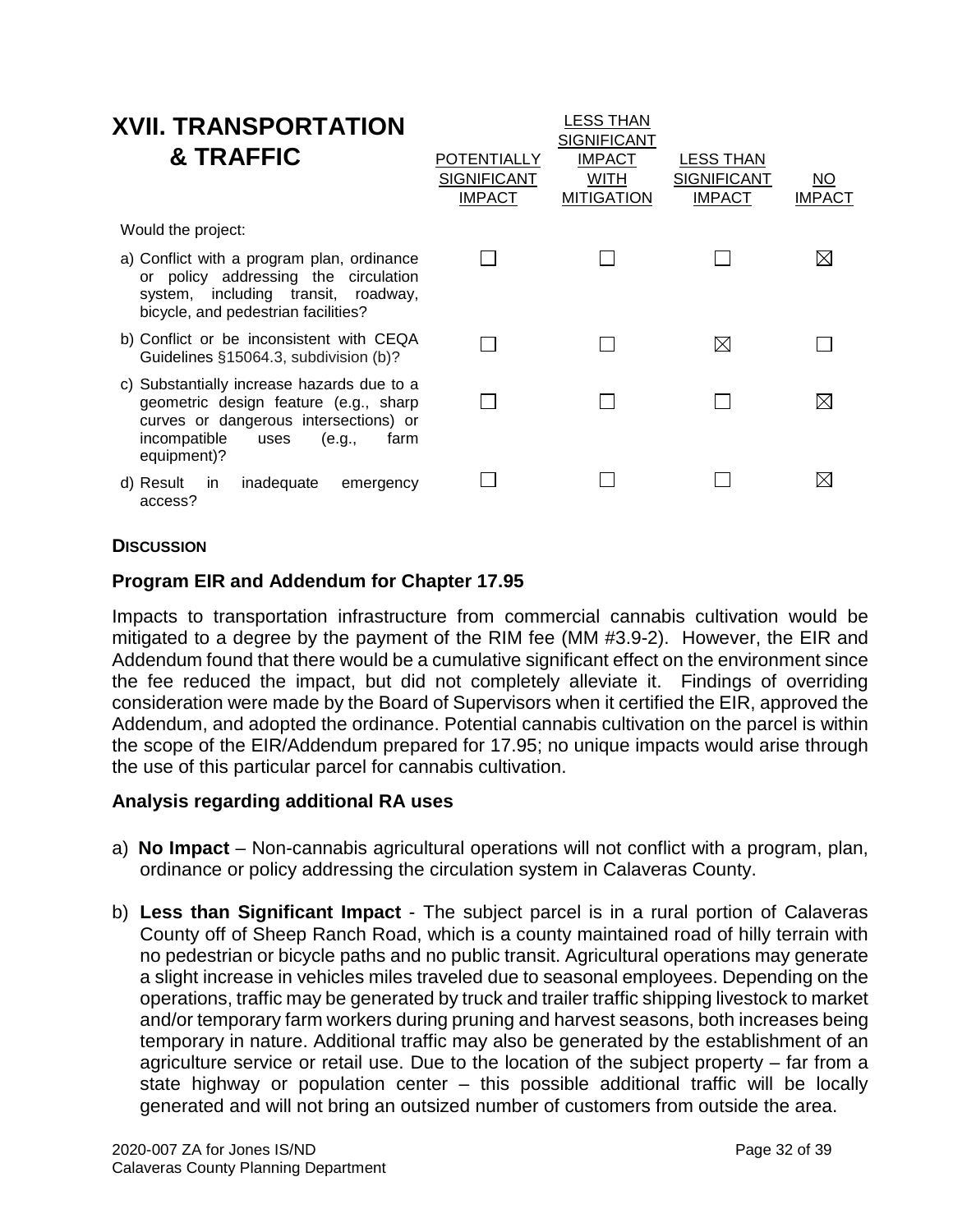## XVII. TRANSPORTATION & TRAFFIC

| Would the project: | POTENTIALLY SIGNIFICANT IMPACT | LESS THAN SIGNIFICANT IMPACT WITH MITIGATION | LESS THAN SIGNIFICANT IMPACT | NO IMPACT |
|---|---|---|---|---|
| a) Conflict with a program plan, ordinance or policy addressing the circulation system, including transit, roadway, bicycle, and pedestrian facilities? | ☐ | ☐ | ☐ | ☒ |
| b) Conflict or be inconsistent with CEQA Guidelines §15064.3, subdivision (b)? | ☐ | ☐ | ☒ | ☐ |
| c) Substantially increase hazards due to a geometric design feature (e.g., sharp curves or dangerous intersections) or incompatible uses (e.g., farm equipment)? | ☐ | ☐ | ☐ | ☒ |
| d) Result in inadequate emergency access? | ☐ | ☐ | ☐ | ☒ |

**DISCUSSION**

### Program EIR and Addendum for Chapter 17.95

Impacts to transportation infrastructure from commercial cannabis cultivation would be mitigated to a degree by the payment of the RIM fee (MM #3.9-2). However, the EIR and Addendum found that there would be a cumulative significant effect on the environment since the fee reduced the impact, but did not completely alleviate it. Findings of overriding consideration were made by the Board of Supervisors when it certified the EIR, approved the Addendum, and adopted the ordinance. Potential cannabis cultivation on the parcel is within the scope of the EIR/Addendum prepared for 17.95; no unique impacts would arise through the use of this particular parcel for cannabis cultivation.

### Analysis regarding additional RA uses

a) **No Impact** – Non-cannabis agricultural operations will not conflict with a program, plan, ordinance or policy addressing the circulation system in Calaveras County.

b) **Less than Significant Impact** - The subject parcel is in a rural portion of Calaveras County off of Sheep Ranch Road, which is a county maintained road of hilly terrain with no pedestrian or bicycle paths and no public transit. Agricultural operations may generate a slight increase in vehicles miles traveled due to seasonal employees. Depending on the operations, traffic may be generated by truck and trailer traffic shipping livestock to market and/or temporary farm workers during pruning and harvest seasons, both increases being temporary in nature. Additional traffic may also be generated by the establishment of an agriculture service or retail use. Due to the location of the subject property – far from a state highway or population center – this possible additional traffic will be locally generated and will not bring an outsized number of customers from outside the area.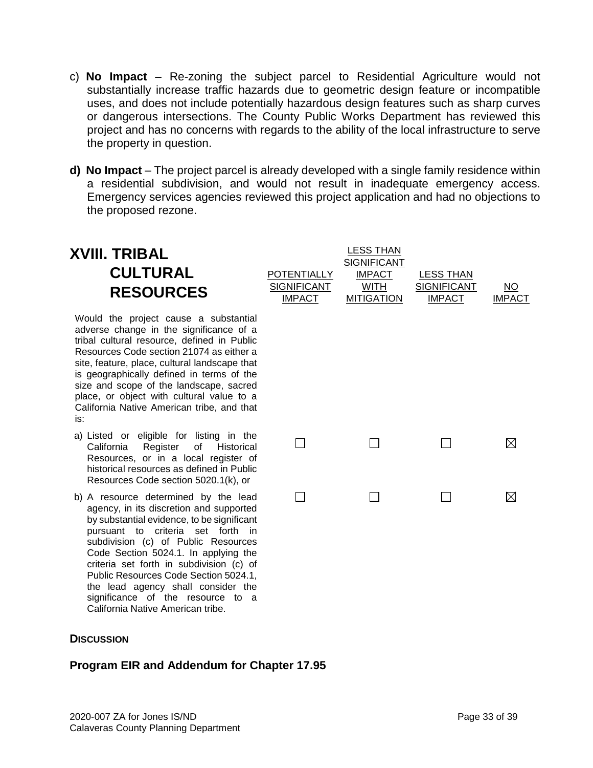c) **No Impact** – Re-zoning the subject parcel to Residential Agriculture would not substantially increase traffic hazards due to geometric design feature or incompatible uses, and does not include potentially hazardous design features such as sharp curves or dangerous intersections. The County Public Works Department has reviewed this project and has no concerns with regards to the ability of the local infrastructure to serve the property in question.

**d) No Impact** – The project parcel is already developed with a single family residence within a residential subdivision, and would not result in inadequate emergency access. Emergency services agencies reviewed this project application and had no objections to the proposed rezone.

## XVIII. TRIBAL CULTURAL RESOURCES

| | POTENTIALLY SIGNIFICANT IMPACT | LESS THAN SIGNIFICANT IMPACT WITH MITIGATION | LESS THAN SIGNIFICANT IMPACT | NO IMPACT |
|---|---|---|---|---|
| Would the project cause a substantial adverse change in the significance of a tribal cultural resource, defined in Public Resources Code section 21074 as either a site, feature, place, cultural landscape that is geographically defined in terms of the size and scope of the landscape, sacred place, or object with cultural value to a California Native American tribe, and that is: | | | | |
| a) Listed or eligible for listing in the California Register of Historical Resources, or in a local register of historical resources as defined in Public Resources Code section 5020.1(k), or | ☐ | ☐ | ☐ | ☒ |
| b) A resource determined by the lead agency, in its discretion and supported by substantial evidence, to be significant pursuant to criteria set forth in subdivision (c) of Public Resources Code Section 5024.1. In applying the criteria set forth in subdivision (c) of Public Resources Code Section 5024.1, the lead agency shall consider the significance of the resource to a California Native American tribe. | ☐ | ☐ | ☐ | ☒ |

**DISCUSSION**

### Program EIR and Addendum for Chapter 17.95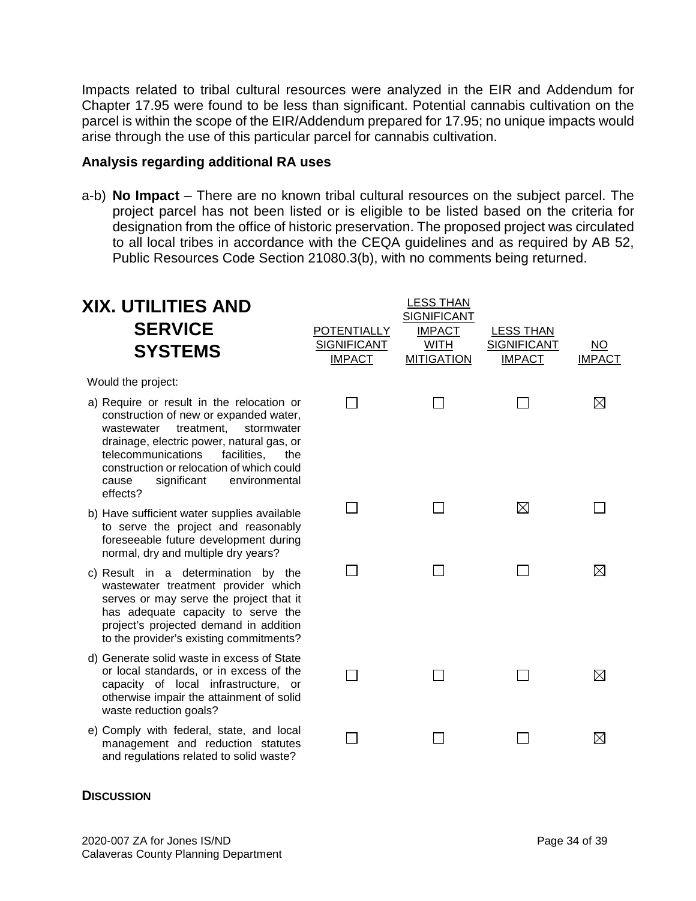Impacts related to tribal cultural resources were analyzed in the EIR and Addendum for Chapter 17.95 were found to be less than significant. Potential cannabis cultivation on the parcel is within the scope of the EIR/Addendum prepared for 17.95; no unique impacts would arise through the use of this particular parcel for cannabis cultivation.

### Analysis regarding additional RA uses

a-b) **No Impact** – There are no known tribal cultural resources on the subject parcel. The project parcel has not been listed or is eligible to be listed based on the criteria for designation from the office of historic preservation. The proposed project was circulated to all local tribes in accordance with the CEQA guidelines and as required by AB 52, Public Resources Code Section 21080.3(b), with no comments being returned.

## XIX. UTILITIES AND SERVICE SYSTEMS

| Would the project: | POTENTIALLY SIGNIFICANT IMPACT | LESS THAN SIGNIFICANT IMPACT WITH MITIGATION | LESS THAN SIGNIFICANT IMPACT | NO IMPACT |
|---|---|---|---|---|
| a) Require or result in the relocation or construction of new or expanded water, wastewater treatment, stormwater drainage, electric power, natural gas, or telecommunications facilities, the construction or relocation of which could cause significant environmental effects? | ☐ | ☐ | ☐ | ☒ |
| b) Have sufficient water supplies available to serve the project and reasonably foreseeable future development during normal, dry and multiple dry years? | ☐ | ☐ | ☒ | ☐ |
| c) Result in a determination by the wastewater treatment provider which serves or may serve the project that it has adequate capacity to serve the project's projected demand in addition to the provider's existing commitments? | ☐ | ☐ | ☐ | ☒ |
| d) Generate solid waste in excess of State or local standards, or in excess of the capacity of local infrastructure, or otherwise impair the attainment of solid waste reduction goals? | ☐ | ☐ | ☐ | ☒ |
| e) Comply with federal, state, and local management and reduction statutes and regulations related to solid waste? | ☐ | ☐ | ☐ | ☒ |

### DISCUSSION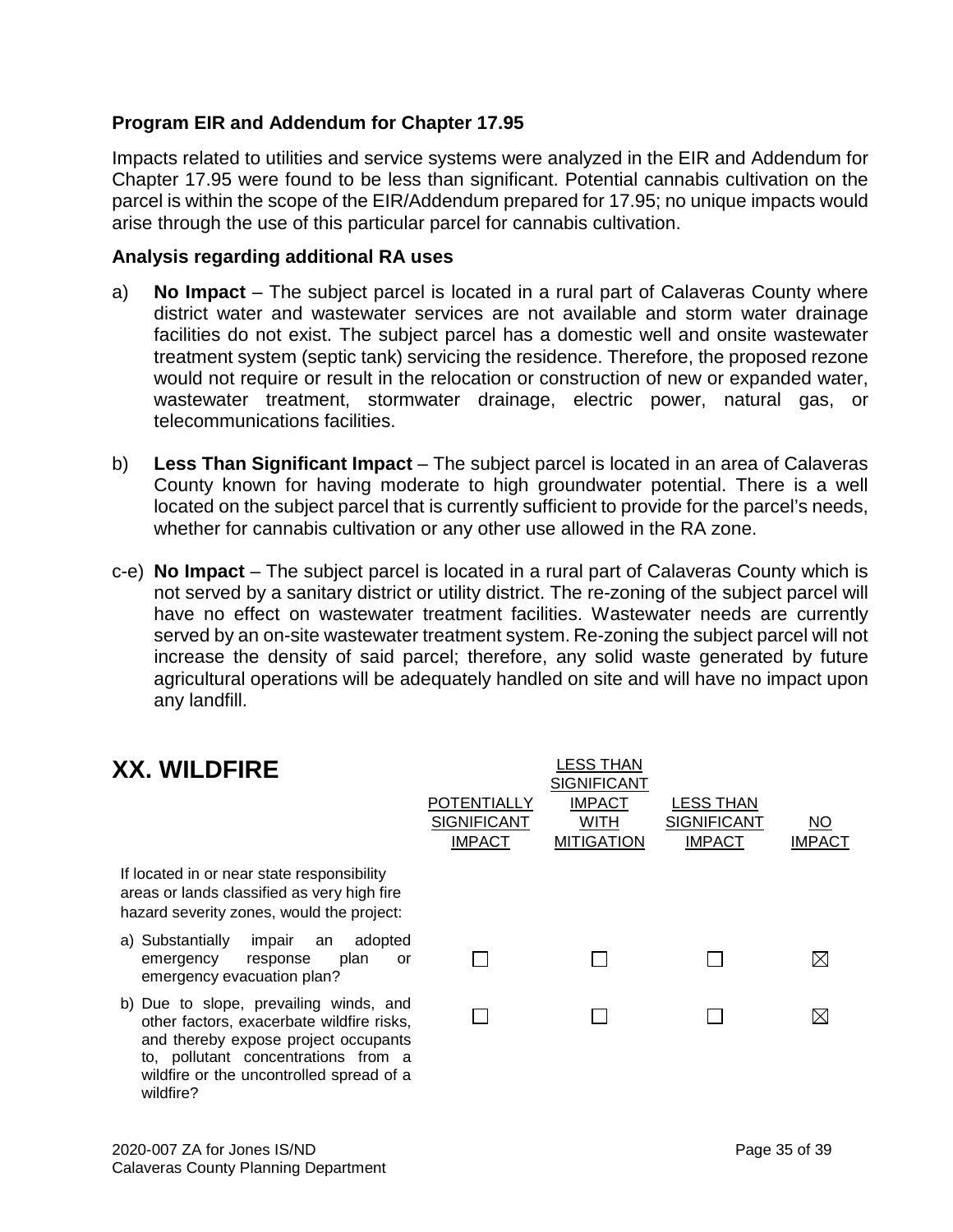### Program EIR and Addendum for Chapter 17.95

Impacts related to utilities and service systems were analyzed in the EIR and Addendum for Chapter 17.95 were found to be less than significant. Potential cannabis cultivation on the parcel is within the scope of the EIR/Addendum prepared for 17.95; no unique impacts would arise through the use of this particular parcel for cannabis cultivation.

### Analysis regarding additional RA uses

a) **No Impact** – The subject parcel is located in a rural part of Calaveras County where district water and wastewater services are not available and storm water drainage facilities do not exist. The subject parcel has a domestic well and onsite wastewater treatment system (septic tank) servicing the residence. Therefore, the proposed rezone would not require or result in the relocation or construction of new or expanded water, wastewater treatment, stormwater drainage, electric power, natural gas, or telecommunications facilities.

b) **Less Than Significant Impact** – The subject parcel is located in an area of Calaveras County known for having moderate to high groundwater potential. There is a well located on the subject parcel that is currently sufficient to provide for the parcel's needs, whether for cannabis cultivation or any other use allowed in the RA zone.

c-e) **No Impact** – The subject parcel is located in a rural part of Calaveras County which is not served by a sanitary district or utility district. The re-zoning of the subject parcel will have no effect on wastewater treatment facilities. Wastewater needs are currently served by an on-site wastewater treatment system. Re-zoning the subject parcel will not increase the density of said parcel; therefore, any solid waste generated by future agricultural operations will be adequately handled on site and will have no impact upon any landfill.

## XX. WILDFIRE

| | POTENTIALLY SIGNIFICANT IMPACT | LESS THAN SIGNIFICANT IMPACT WITH MITIGATION | LESS THAN SIGNIFICANT IMPACT | NO IMPACT |
|---|---|---|---|---|
| If located in or near state responsibility areas or lands classified as very high fire hazard severity zones, would the project: | | | | |
| a) Substantially impair an adopted emergency response plan or emergency evacuation plan? | ☐ | ☐ | ☐ | ☒ |
| b) Due to slope, prevailing winds, and other factors, exacerbate wildfire risks, and thereby expose project occupants to, pollutant concentrations from a wildfire or the uncontrolled spread of a wildfire? | ☐ | ☐ | ☐ | ☒ |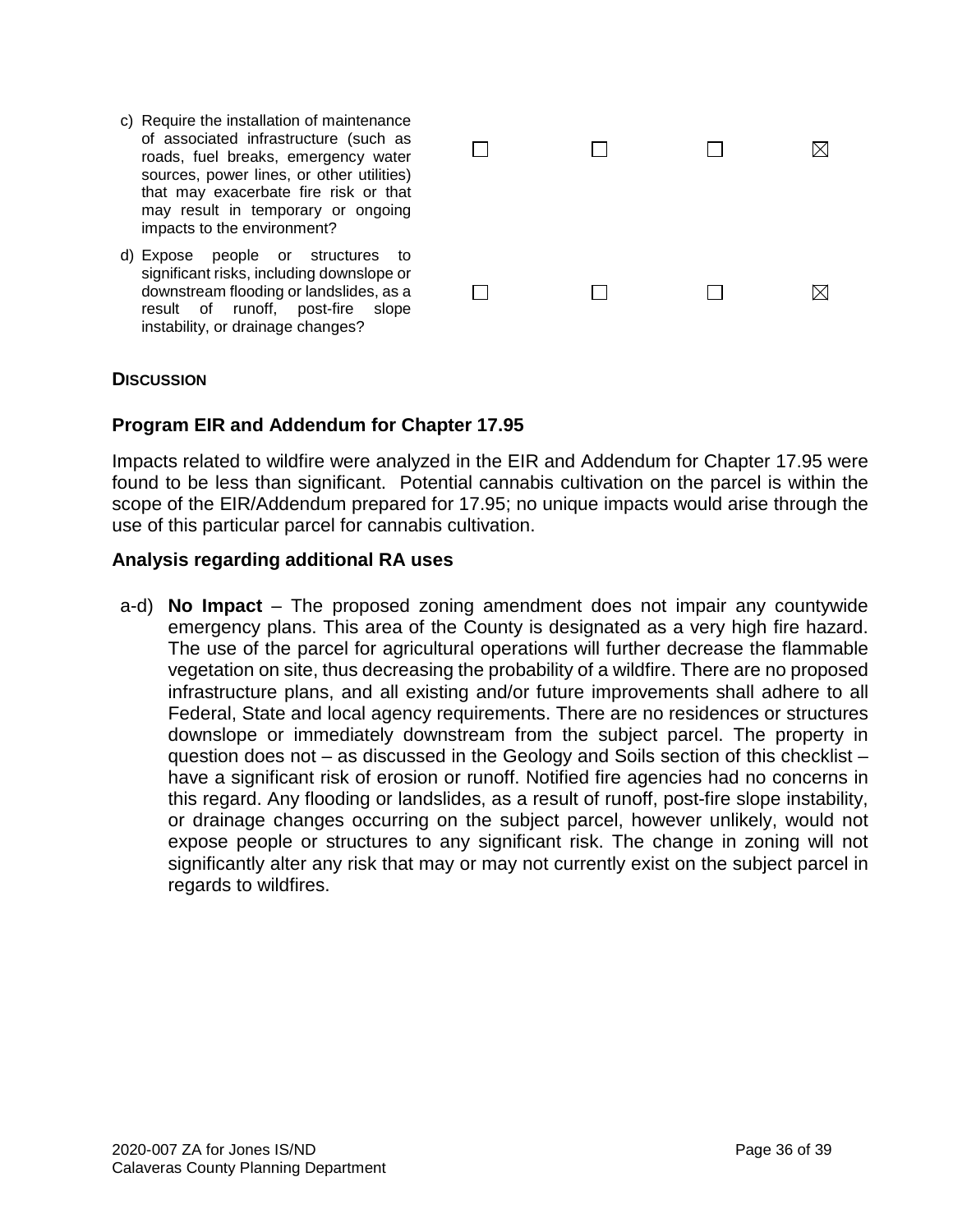| | | | | |
|---|---|---|---|---|
| c) Require the installation of maintenance of associated infrastructure (such as roads, fuel breaks, emergency water sources, power lines, or other utilities) that may exacerbate fire risk or that may result in temporary or ongoing impacts to the environment? | ☐ | ☐ | ☐ | ☒ |
| d) Expose people or structures to significant risks, including downslope or downstream flooding or landslides, as a result of runoff, post-fire slope instability, or drainage changes? | ☐ | ☐ | ☐ | ☒ |

**DISCUSSION**

### Program EIR and Addendum for Chapter 17.95

Impacts related to wildfire were analyzed in the EIR and Addendum for Chapter 17.95 were found to be less than significant. Potential cannabis cultivation on the parcel is within the scope of the EIR/Addendum prepared for 17.95; no unique impacts would arise through the use of this particular parcel for cannabis cultivation.

### Analysis regarding additional RA uses

a-d) **No Impact** – The proposed zoning amendment does not impair any countywide emergency plans. This area of the County is designated as a very high fire hazard. The use of the parcel for agricultural operations will further decrease the flammable vegetation on site, thus decreasing the probability of a wildfire. There are no proposed infrastructure plans, and all existing and/or future improvements shall adhere to all Federal, State and local agency requirements. There are no residences or structures downslope or immediately downstream from the subject parcel. The property in question does not – as discussed in the Geology and Soils section of this checklist – have a significant risk of erosion or runoff. Notified fire agencies had no concerns in this regard. Any flooding or landslides, as a result of runoff, post-fire slope instability, or drainage changes occurring on the subject parcel, however unlikely, would not expose people or structures to any significant risk. The change in zoning will not significantly alter any risk that may or may not currently exist on the subject parcel in regards to wildfires.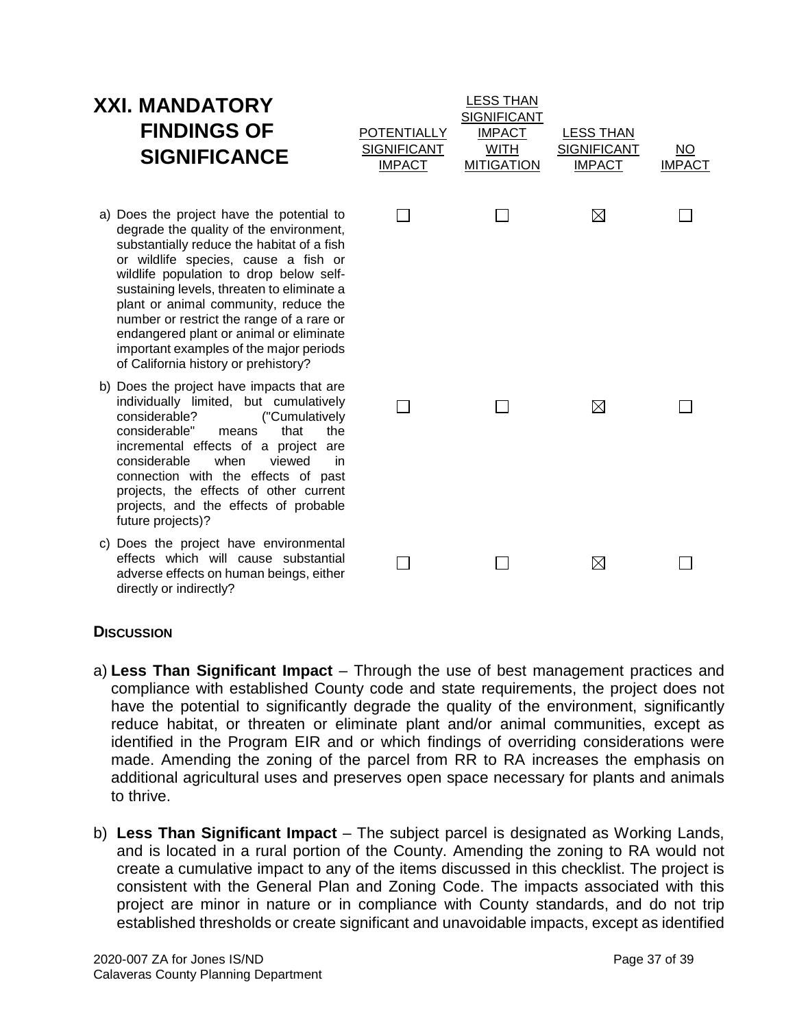## XXI. MANDATORY FINDINGS OF SIGNIFICANCE

| | POTENTIALLY SIGNIFICANT IMPACT | LESS THAN SIGNIFICANT IMPACT WITH MITIGATION | LESS THAN SIGNIFICANT IMPACT | NO IMPACT |
|---|---|---|---|---|
| a) Does the project have the potential to degrade the quality of the environment, substantially reduce the habitat of a fish or wildlife species, cause a fish or wildlife population to drop below self-sustaining levels, threaten to eliminate a plant or animal community, reduce the number or restrict the range of a rare or endangered plant or animal or eliminate important examples of the major periods of California history or prehistory? | ☐ | ☐ | ☒ | ☐ |
| b) Does the project have impacts that are individually limited, but cumulatively considerable? ("Cumulatively considerable" means that the incremental effects of a project are considerable when viewed in connection with the effects of past projects, the effects of other current projects, and the effects of probable future projects)? | ☐ | ☐ | ☒ | ☐ |
| c) Does the project have environmental effects which will cause substantial adverse effects on human beings, either directly or indirectly? | ☐ | ☐ | ☒ | ☐ |

### DISCUSSION

a) **Less Than Significant Impact** – Through the use of best management practices and compliance with established County code and state requirements, the project does not have the potential to significantly degrade the quality of the environment, significantly reduce habitat, or threaten or eliminate plant and/or animal communities, except as identified in the Program EIR and or which findings of overriding considerations were made. Amending the zoning of the parcel from RR to RA increases the emphasis on additional agricultural uses and preserves open space necessary for plants and animals to thrive.

b) **Less Than Significant Impact** – The subject parcel is designated as Working Lands, and is located in a rural portion of the County. Amending the zoning to RA would not create a cumulative impact to any of the items discussed in this checklist. The project is consistent with the General Plan and Zoning Code. The impacts associated with this project are minor in nature or in compliance with County standards, and do not trip established thresholds or create significant and unavoidable impacts, except as identified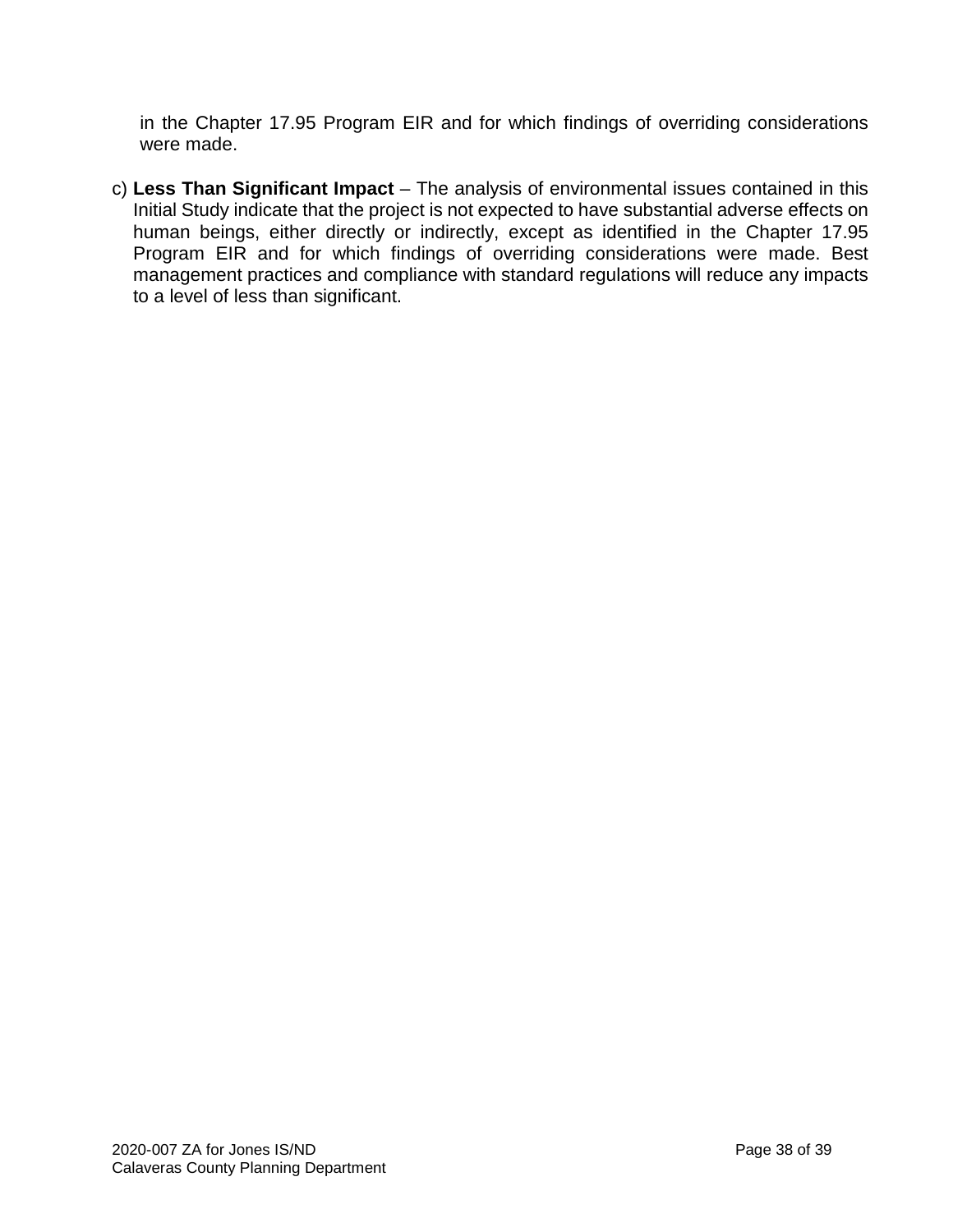in the Chapter 17.95 Program EIR and for which findings of overriding considerations were made.

c) **Less Than Significant Impact** – The analysis of environmental issues contained in this Initial Study indicate that the project is not expected to have substantial adverse effects on human beings, either directly or indirectly, except as identified in the Chapter 17.95 Program EIR and for which findings of overriding considerations were made. Best management practices and compliance with standard regulations will reduce any impacts to a level of less than significant.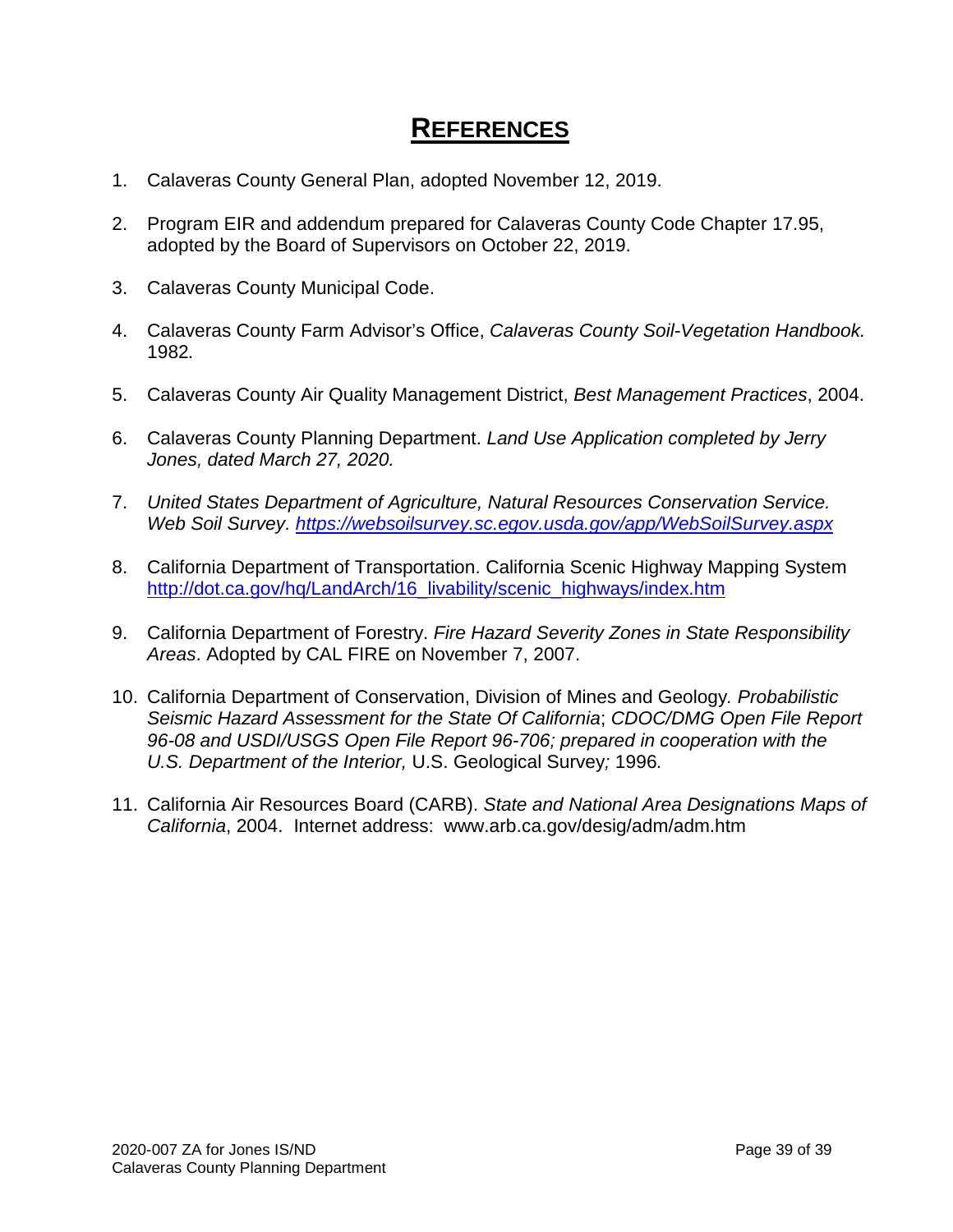# REFERENCES

1. Calaveras County General Plan, adopted November 12, 2019.

2. Program EIR and addendum prepared for Calaveras County Code Chapter 17.95, adopted by the Board of Supervisors on October 22, 2019.

3. Calaveras County Municipal Code.

4. Calaveras County Farm Advisor's Office, *Calaveras County Soil-Vegetation Handbook.* 1982.

5. Calaveras County Air Quality Management District, *Best Management Practices*, 2004.

6. Calaveras County Planning Department. *Land Use Application completed by Jerry Jones, dated March 27, 2020.*

7. *United States Department of Agriculture, Natural Resources Conservation Service. Web Soil Survey. https://websoilsurvey.sc.egov.usda.gov/app/WebSoilSurvey.aspx*

8. California Department of Transportation. California Scenic Highway Mapping System http://dot.ca.gov/hq/LandArch/16_livability/scenic_highways/index.htm

9. California Department of Forestry. *Fire Hazard Severity Zones in State Responsibility Areas*. Adopted by CAL FIRE on November 7, 2007.

10. California Department of Conservation, Division of Mines and Geology. *Probabilistic Seismic Hazard Assessment for the State Of California*; *CDOC/DMG Open File Report 96-08 and USDI/USGS Open File Report 96-706; prepared in cooperation with the U.S. Department of the Interior,* U.S. Geological Survey*;* 1996*.*

11. California Air Resources Board (CARB). *State and National Area Designations Maps of California*, 2004. Internet address: www.arb.ca.gov/desig/adm/adm.htm